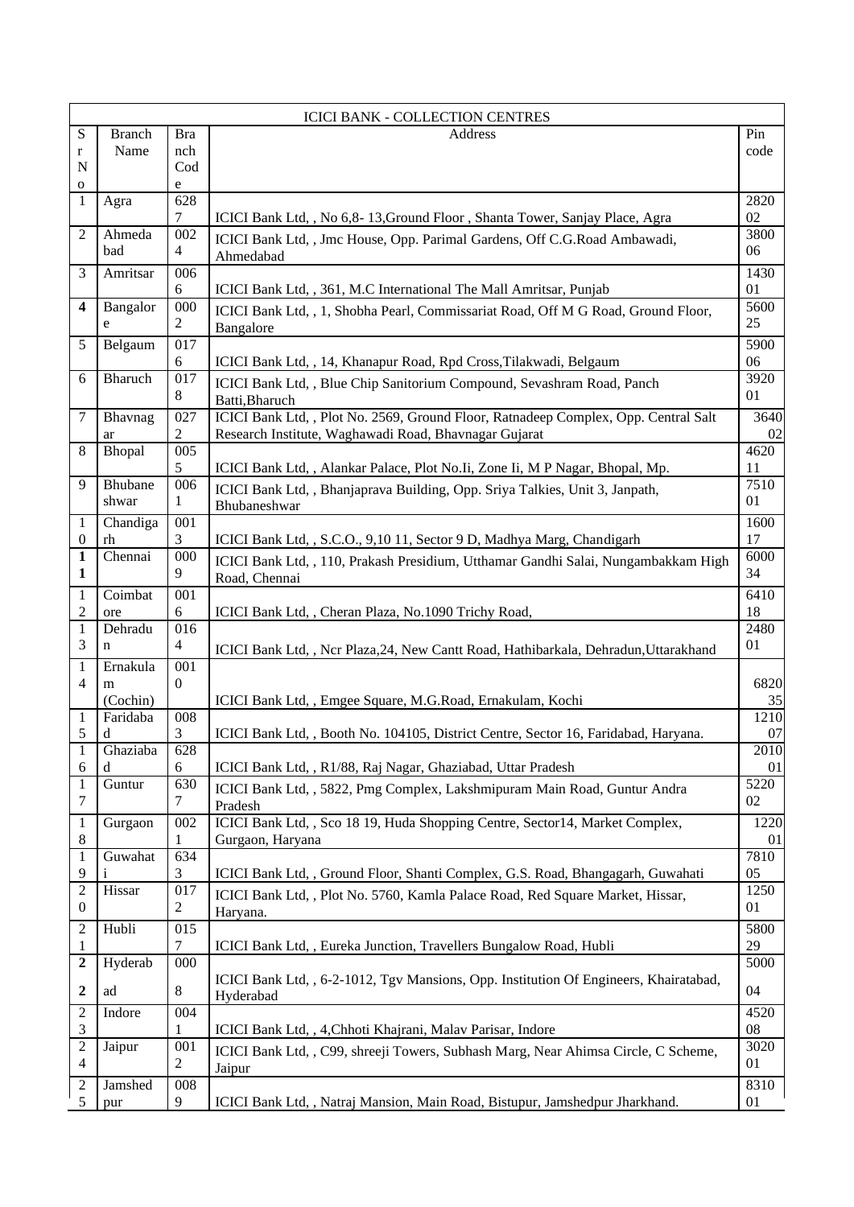| ICICI BANK - COLLECTION CENTRES | | | | |
|---|---|---|---|---|
| Sr No | Branch Name | Branch Code | Address | Pin code |
| 1 | Agra | 6287 | ICICI Bank Ltd, , No 6,8- 13,Ground Floor , Shanta Tower, Sanjay Place, Agra | 282002 |
| 2 | Ahmedabad | 0024 | ICICI Bank Ltd, , Jmc House, Opp. Parimal Gardens, Off C.G.Road Ambawadi, Ahmedabad | 380006 |
| 3 | Amritsar | 0066 | ICICI Bank Ltd, , 361, M.C International The Mall Amritsar, Punjab | 143001 |
| **4** | Bangalore | 0002 | ICICI Bank Ltd, , 1, Shobha Pearl, Commissariat Road, Off M G Road, Ground Floor, Bangalore | 560025 |
| 5 | Belgaum | 0176 | ICICI Bank Ltd, , 14, Khanapur Road, Rpd Cross,Tilakwadi, Belgaum | 590006 |
| 6 | Bharuch | 0178 | ICICI Bank Ltd, , Blue Chip Sanitorium Compound, Sevashram Road, Panch Batti,Bharuch | 392001 |
| 7 | Bhavnagar | 0272 | ICICI Bank Ltd, , Plot No. 2569, Ground Floor, Ratnadeep Complex, Opp. Central Salt Research Institute, Waghawadi Road, Bhavnagar Gujarat | 364002 |
| 8 | Bhopal | 0055 | ICICI Bank Ltd, , Alankar Palace, Plot No.Ii, Zone Ii, M P Nagar, Bhopal, Mp. | 462011 |
| 9 | Bhubaneshwar | 0061 | ICICI Bank Ltd, , Bhanjaprava Building, Opp. Sriya Talkies, Unit 3, Janpath, Bhubaneshwar | 751001 |
| 10 | Chandigarh | 0013 | ICICI Bank Ltd, , S.C.O., 9,10 11, Sector 9 D, Madhya Marg, Chandigarh | 160017 |
| **11** | Chennai | 0009 | ICICI Bank Ltd, , 110, Prakash Presidium, Utthamar Gandhi Salai, Nungambakkam High Road, Chennai | 600034 |
| 12 | Coimbatore | 0016 | ICICI Bank Ltd, , Cheran Plaza, No.1090 Trichy Road, | 641018 |
| 13 | Dehradun | 0164 | ICICI Bank Ltd, , Ncr Plaza,24, New Cantt Road, Hathibarkala, Dehradun,Uttarakhand | 248001 |
| 14 | Ernakulam (Cochin) | 0010 | ICICI Bank Ltd, , Emgee Square, M.G.Road, Ernakulam, Kochi | 682035 |
| 15 | Faridabad | 0083 | ICICI Bank Ltd, , Booth No. 104105, District Centre, Sector 16, Faridabad, Haryana. | 121007 |
| 16 | Ghaziabad | 6286 | ICICI Bank Ltd, , R1/88, Raj Nagar, Ghaziabad, Uttar Pradesh | 201001 |
| 17 | Guntur | 6307 | ICICI Bank Ltd, , 5822, Pmg Complex, Lakshmipuram Main Road, Guntur Andra Pradesh | 522002 |
| 18 | Gurgaon | 0021 | ICICI Bank Ltd, , Sco 18 19, Huda Shopping Centre, Sector14, Market Complex, Gurgaon, Haryana | 122001 |
| 19 | Guwahati | 6343 | ICICI Bank Ltd, , Ground Floor, Shanti Complex, G.S. Road, Bhangagarh, Guwahati | 781005 |
| 20 | Hissar | 0172 | ICICI Bank Ltd, , Plot No. 5760, Kamla Palace Road, Red Square Market, Hissar, Haryana. | 125001 |
| 21 | Hubli | 0157 | ICICI Bank Ltd, , Eureka Junction, Travellers Bungalow Road, Hubli | 580029 |
| **22** | Hyderabad | 0008 | ICICI Bank Ltd, , 6-2-1012, Tgv Mansions, Opp. Institution Of Engineers, Khairatabad, Hyderabad | 500004 |
| 23 | Indore | 0041 | ICICI Bank Ltd, , 4,Chhoti Khajrani, Malav Parisar, Indore | 452008 |
| 24 | Jaipur | 0012 | ICICI Bank Ltd, , C99, shreeji Towers, Subhash Marg, Near Ahimsa Circle, C Scheme, Jaipur | 302001 |
| 25 | Jamshedpur | 0089 | ICICI Bank Ltd, , Natraj Mansion, Main Road, Bistupur, Jamshedpur Jharkhand. | 831001 |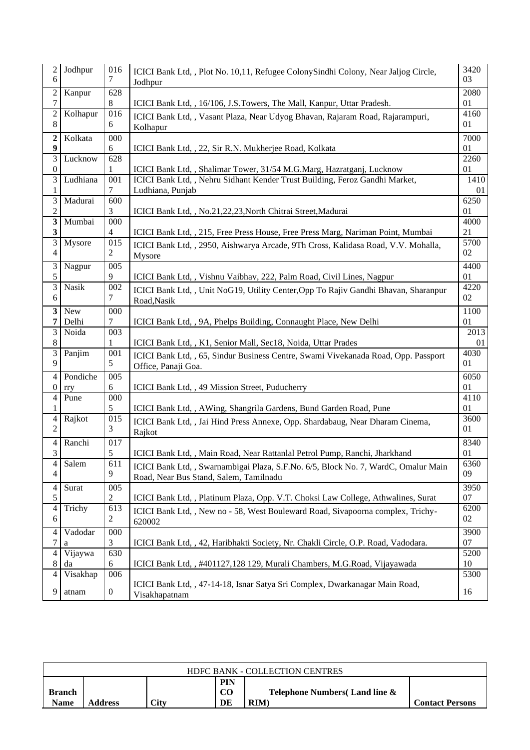| 26 | Jodhpur | 0167 | ICICI Bank Ltd, , Plot No. 10,11, Refugee ColonySindhi Colony, Near Jaljog Circle, Jodhpur | 342003 |
|---|---|---|---|---|
| 27 | Kanpur | 6288 | ICICI Bank Ltd, , 16/106, J.S.Towers, The Mall, Kanpur, Uttar Pradesh. | 208001 |
| 28 | Kolhapur | 0166 | ICICI Bank Ltd, , Vasant Plaza, Near Udyog Bhavan, Rajaram Road, Rajarampuri, Kolhapur | 416001 |
| **29** | Kolkata | 0006 | ICICI Bank Ltd, , 22, Sir R.N. Mukherjee Road, Kolkata | 700001 |
| 30 | Lucknow | 6281 | ICICI Bank Ltd, , Shalimar Tower, 31/54 M.G.Marg, Hazratganj, Lucknow | 226001 |
| 31 | Ludhiana | 0017 | ICICI Bank Ltd, , Nehru Sidhant Kender Trust Building, Feroz Gandhi Market, Ludhiana, Punjab | 141001 |
| 32 | Madurai | 6003 | ICICI Bank Ltd, , No.21,22,23,North Chitrai Street,Madurai | 625001 |
| **33** | Mumbai | 0004 | ICICI Bank Ltd, , 215, Free Press House, Free Press Marg, Nariman Point, Mumbai | 400021 |
| 34 | Mysore | 0152 | ICICI Bank Ltd, , 2950, Aishwarya Arcade, 9Th Cross, Kalidasa Road, V.V. Mohalla, Mysore | 570002 |
| 35 | Nagpur | 0059 | ICICI Bank Ltd, , Vishnu Vaibhav, 222, Palm Road, Civil Lines, Nagpur | 440001 |
| 36 | Nasik | 0027 | ICICI Bank Ltd, , Unit NoG19, Utility Center,Opp To Rajiv Gandhi Bhavan, Sharanpur Road,Nasik | 422002 |
| **37** | New Delhi | 0007 | ICICI Bank Ltd, , 9A, Phelps Building, Connaught Place, New Delhi | 110001 |
| 38 | Noida | 0031 | ICICI Bank Ltd, , K1, Senior Mall, Sec18, Noida, Uttar Prades | 201301 |
| 39 | Panjim | 0015 | ICICI Bank Ltd, , 65, Sindur Business Centre, Swami Vivekanada Road, Opp. Passport Office, Panaji Goa. | 403001 |
| 40 | Pondicherry | 0056 | ICICI Bank Ltd, , 49 Mission Street, Puducherry | 605001 |
| 41 | Pune | 0005 | ICICI Bank Ltd, , AWing, Shangrila Gardens, Bund Garden Road, Pune | 411001 |
| 42 | Rajkot | 0153 | ICICI Bank Ltd, , Jai Hind Press Annexe, Opp. Shardabaug, Near Dharam Cinema, Rajkot | 360001 |
| 43 | Ranchi | 0175 | ICICI Bank Ltd, , Main Road, Near Rattanlal Petrol Pump, Ranchi, Jharkhand | 834001 |
| 44 | Salem | 6119 | ICICI Bank Ltd, , Swarnambigai Plaza, S.F.No. 6/5, Block No. 7, WardC, Omalur Main Road, Near Bus Stand, Salem, Tamilnadu | 636009 |
| 45 | Surat | 0052 | ICICI Bank Ltd, , Platinum Plaza, Opp. V.T. Choksi Law College, Athwalines, Surat | 395007 |
| 46 | Trichy | 6132 | ICICI Bank Ltd, , New no - 58, West Bouleward Road, Sivapoorna complex, Trichy-620002 | 620002 |
| 47 | Vadodara | 0003 | ICICI Bank Ltd, , 42, Haribhakti Society, Nr. Chakli Circle, O.P. Road, Vadodara. | 390007 |
| 48 | Vijaywada | 6306 | ICICI Bank Ltd, , #401127,128 129, Murali Chambers, M.G.Road, Vijayawada | 520010 |
| 49 | Visakhapatnam | 0060 | ICICI Bank Ltd, , 47-14-18, Isnar Satya Sri Complex, Dwarkanagar Main Road, Visakhapatnam | 530016 |

| HDFC BANK - COLLECTION CENTRES | | | | | |
|---|---|---|---|---|---|
| **Branch Name** | **Address** | **City** | **PIN CODE** | **Telephone Numbers( Land line & RIM)** | **Contact Persons** |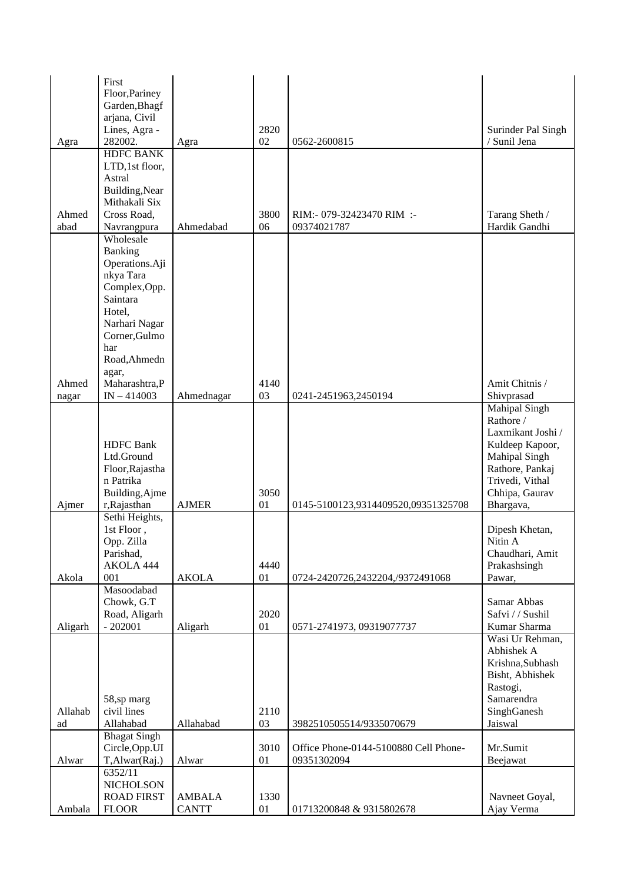| | | | | | |
|---|---|---|---|---|---|
| Agra | First Floor,Pariney Garden,Bhagfarjana, Civil Lines, Agra - 282002. | Agra | 282002 | 0562-2600815 | Surinder Pal Singh / Sunil Jena |
| Ahmedabad | HDFC BANK LTD,1st floor, Astral Building,Near Mithakali Six Cross Road, Navrangpura | Ahmedabad | 380006 | RIM:- 079-32423470 RIM :- 09374021787 | Tarang Sheth / Hardik Gandhi |
| Ahmednagar | Wholesale Banking Operations.Ajinkya Tara Complex,Opp. Saintara Hotel, Narhari Nagar Corner,Gulmohar Road,Ahmednagar, Maharashtra,PIN – 414003 | Ahmednagar | 414003 | 0241-2451963,2450194 | Amit Chitnis / Shivprasad |
| Ajmer | HDFC Bank Ltd.Ground Floor,Rajasthan Patrika Building,Ajmer,Rajasthan | AJMER | 305001 | 0145-5100123,9314409520,09351325708 | Mahipal Singh Rathore / Laxmikant Joshi / Kuldeep Kapoor, Mahipal Singh Rathore, Pankaj Trivedi, Vithal Chhipa, Gaurav Bhargava, |
| Akola | Sethi Heights, 1st Floor , Opp. Zilla Parishad, AKOLA 444 001 | AKOLA | 444001 | 0724-2420726,2432204,/9372491068 | Dipesh Khetan, Nitin A Chaudhari, Amit Prakashsingh Pawar, |
| Aligarh | Masoodabad Chowk, G.T Road, Aligarh - 202001 | Aligarh | 202001 | 0571-2741973, 09319077737 | Samar Abbas Safvi / / Sushil Kumar Sharma |
| Allahabad | 58,sp marg civil lines Allahabad | Allahabad | 211003 | 3982510505514/9335070679 | Wasi Ur Rehman, Abhishek A Krishna,Subhash Bisht, Abhishek Rastogi, Samarendra SinghGanesh Jaiswal |
| Alwar | Bhagat Singh Circle,Opp.UIT,Alwar(Raj.) | Alwar | 301001 | Office Phone-0144-5100880 Cell Phone-09351302094 | Mr.Sumit Beejawat |
| Ambala | 6352/11 NICHOLSON ROAD FIRST FLOOR | AMBALA CANTT | 133001 | 01713200848 & 9315802678 | Navneet Goyal, Ajay Verma |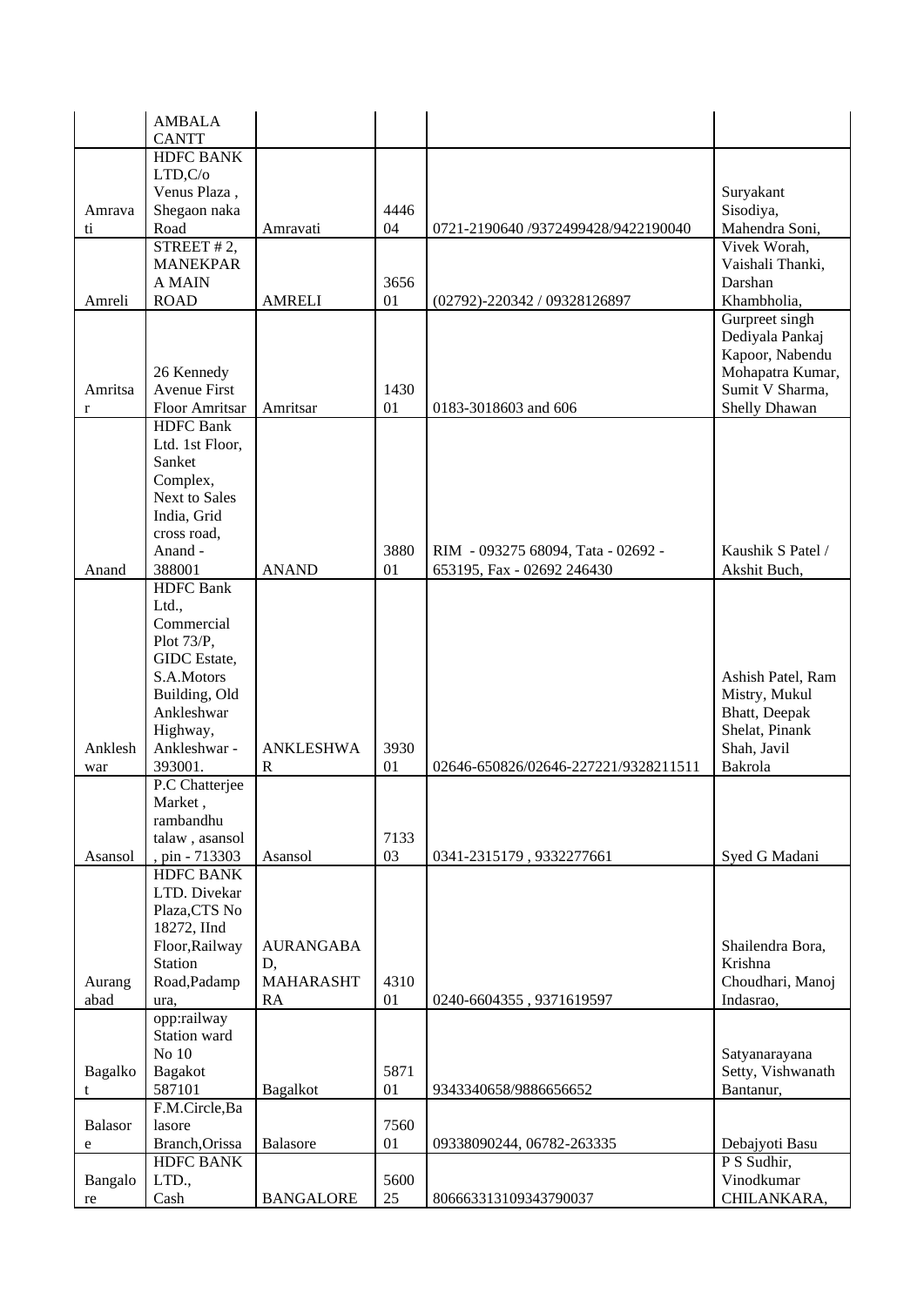| | | | | | |
|---|---|---|---|---|---|
| | AMBALA CANTT | | | | |
| Amravati | HDFC BANK LTD,C/o Venus Plaza , Shegaon naka Road | Amravati | 444604 | 0721-2190640 /9372499428/9422190040 | Suryakant Sisodiya, Mahendra Soni, |
| Amreli | STREET # 2, MANEKPARA MAIN ROAD | AMRELI | 365601 | (02792)-220342 / 09328126897 | Vivek Worah, Vaishali Thanki, Darshan Khambholia, |
| Amritsar | 26 Kennedy Avenue First Floor Amritsar | Amritsar | 143001 | 0183-3018603 and 606 | Gurpreet singh Dediyala Pankaj Kapoor, Nabendu Mohapatra Kumar, Sumit V Sharma, Shelly Dhawan |
| Anand | HDFC Bank Ltd. 1st Floor, Sanket Complex, Next to Sales India, Grid cross road, Anand - 388001 | ANAND | 388001 | RIM - 093275 68094, Tata - 02692 - 653195, Fax - 02692 246430 | Kaushik S Patel / Akshit Buch, |
| Ankleshwar | HDFC Bank Ltd., Commercial Plot 73/P, GIDC Estate, S.A.Motors Building, Old Ankleshwar Highway, Ankleshwar - 393001. | ANKLESHWAR | 393001 | 02646-650826/02646-227221/9328211511 | Ashish Patel, Ram Mistry, Mukul Bhatt, Deepak Shelat, Pinank Shah, Javil Bakrola |
| Asansol | P.C Chatterjee Market , rambandhu talaw , asansol , pin - 713303 | Asansol | 713303 | 0341-2315179 , 9332277661 | Syed G Madani |
| Aurangabad | HDFC BANK LTD. Divekar Plaza,CTS No 18272, IInd Floor,Railway Station Road,Padampura, | AURANGABAD, MAHARASHTRA | 431001 | 0240-6604355 , 9371619597 | Shailendra Bora, Krishna Choudhari, Manoj Indasrao, |
| Bagalkot | opp:railway Station ward No 10 Bagakot 587101 | Bagalkot | 587101 | 9343340658/9886656652 | Satyanarayana Setty, Vishwanath Bantanur, |
| Balasore | F.M.Circle,Balasore Branch,Orissa | Balasore | 756001 | 09338090244, 06782-263335 | Debajyoti Basu |
| Bangalore | HDFC BANK LTD., Cash | BANGALORE | 560025 | 806663313109343790037 | P S Sudhir, Vinodkumar CHILANKARA, |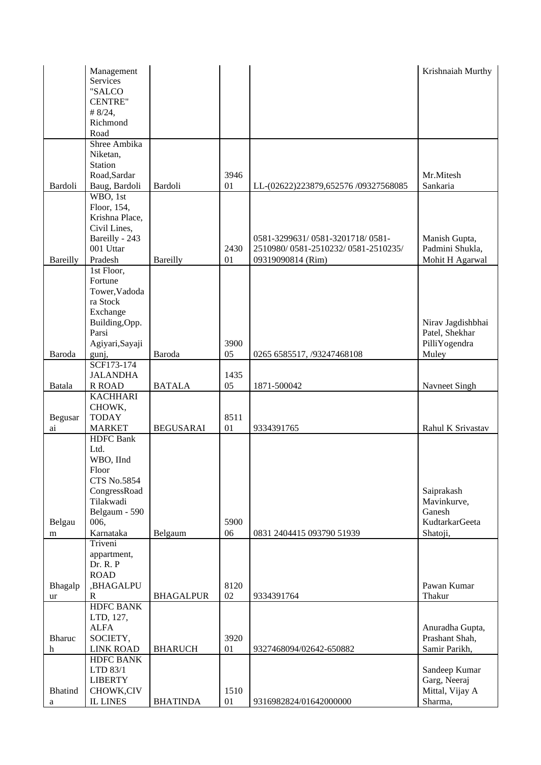|  |  |  |  |  |  |
|---|---|---|---|---|---|
|  | Management Services "SALCO CENTRE" # 8/24, Richmond Road |  |  |  | Krishnaiah Murthy |
| Bardoli | Shree Ambika Niketan, Station Road,Sardar Baug, Bardoli | Bardoli | 394601 | LL-(02622)223879,652576 /09327568085 | Mr.Mitesh Sankaria |
| Bareilly | WBO, 1st Floor, 154, Krishna Place, Civil Lines, Bareilly - 243 001 Uttar Pradesh | Bareilly | 243001 | 0581-3299631/ 0581-3201718/ 0581-2510980/ 0581-2510232/ 0581-2510235/ 09319090814 (Rim) | Manish Gupta, Padmini Shukla, Mohit H Agarwal |
| Baroda | 1st Floor, Fortune Tower,Vadodara Stock Exchange Building,Opp. Parsi Agiyari,Sayajigunj, | Baroda | 390005 | 0265 6585517, /93247468108 | Nirav Jagdishbhai Patel, Shekhar PilliYogendra Muley |
| Batala | SCF173-174 JALANDHAR ROAD | BATALA | 143505 | 1871-500042 | Navneet Singh |
| Begusarai | KACHHARI CHOWK, TODAY MARKET | BEGUSARAI | 851101 | 9334391765 | Rahul K Srivastav |
| Belgaum | HDFC Bank Ltd. WBO, IInd Floor CTS No.5854 CongressRoad Tilakwadi Belgaum - 590 006, Karnataka | Belgaum | 590006 | 0831 2404415 093790 51939 | Saiprakash Mavinkurve, Ganesh KudtarkarGeeta Shatoji, |
| Bhagalpur | Triveni appartment, Dr. R. P ROAD ,BHAGALPUR | BHAGALPUR | 812002 | 9334391764 | Pawan Kumar Thakur |
| Bharuch | HDFC BANK LTD, 127, ALFA SOCIETY, LINK ROAD | BHARUCH | 392001 | 9327468094/02642-650882 | Anuradha Gupta, Prashant Shah, Samir Parikh, |
| Bhatinda | HDFC BANK LTD 83/1 LIBERTY CHOWK,CIVIL LINES | BHATINDA | 151001 | 9316982824/01642000000 | Sandeep Kumar Garg, Neeraj Mittal, Vijay A Sharma, |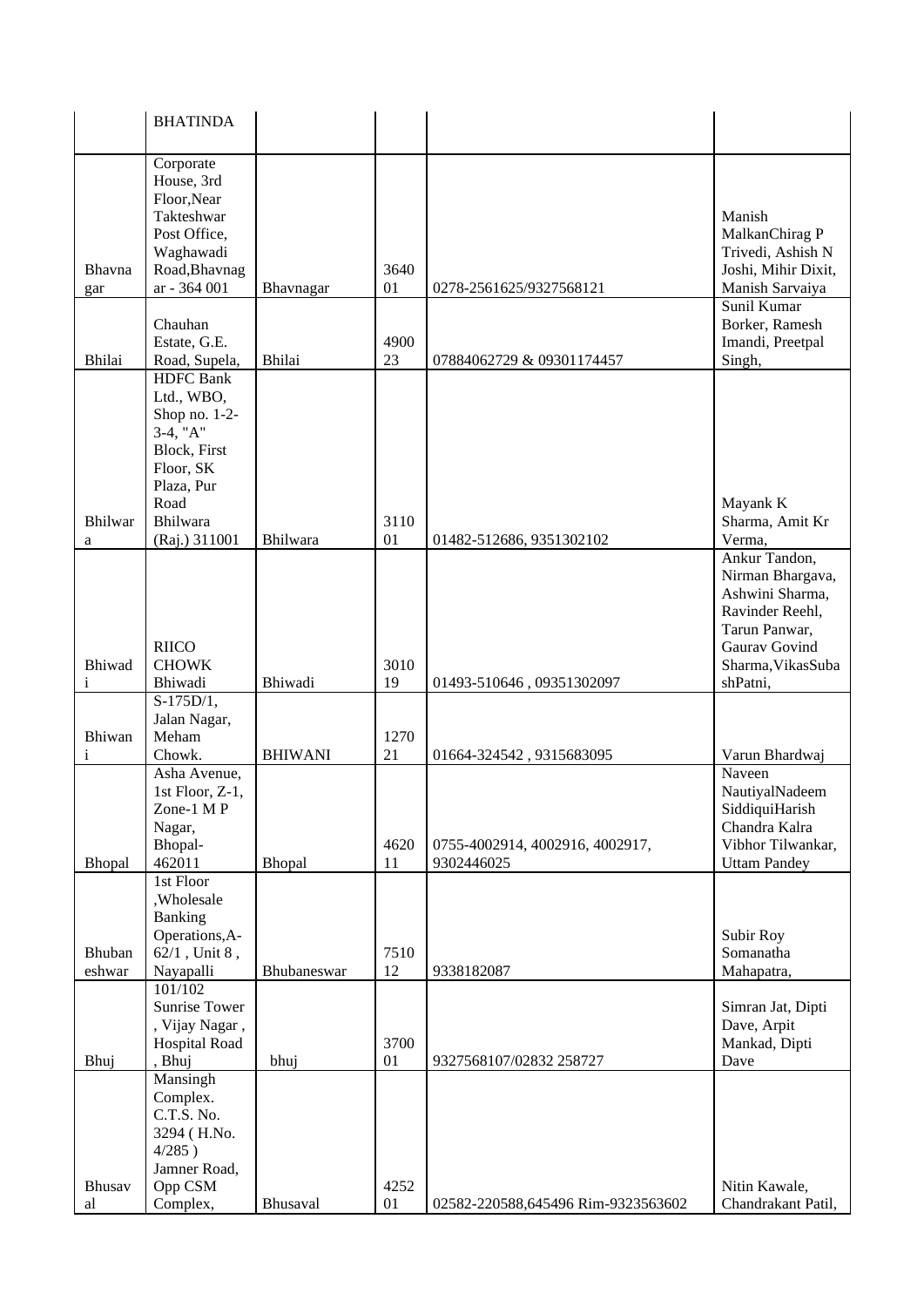| | BHATINDA | | | | |
|---|---|---|---|---|---|
| Bhavnagar | Corporate House, 3rd Floor,Near Takteshwar Post Office, Waghawadi Road,Bhavnagar - 364 001 | Bhavnagar | 364001 | 0278-2561625/9327568121 | Manish MalkanChirag P Trivedi, Ashish N Joshi, Mihir Dixit, Manish Sarvaiya |
| Bhilai | Chauhan Estate, G.E. Road, Supela, | Bhilai | 490023 | 07884062729 & 09301174457 | Sunil Kumar Borker, Ramesh Imandi, Preetpal Singh, |
| Bhilwara | HDFC Bank Ltd., WBO, Shop no. 1-2-3-4, "A" Block, First Floor, SK Plaza, Pur Road Bhilwara (Raj.) 311001 | Bhilwara | 311001 | 01482-512686, 9351302102 | Mayank K Sharma, Amit Kr Verma, |
| Bhiwadi | RIICO CHOWK Bhiwadi | Bhiwadi | 301019 | 01493-510646 , 09351302097 | Ankur Tandon, Nirman Bhargava, Ashwini Sharma, Ravinder Reehl, Tarun Panwar, Gaurav Govind Sharma,VikasSubashPatni, |
| Bhiwani | S-175D/1, Jalan Nagar, Meham Chowk. | BHIWANI | 127021 | 01664-324542 , 9315683095 | Varun Bhardwaj |
| Bhopal | Asha Avenue, 1st Floor, Z-1, Zone-1 M P Nagar, Bhopal-462011 | Bhopal | 462011 | 0755-4002914, 4002916, 4002917, 9302446025 | Naveen NautiyalNadeem SiddiquiHarish Chandra Kalra Vibhor Tilwankar, Uttam Pandey |
| Bhubaneswar | 1st Floor ,Wholesale Banking Operations,A-62/1 , Unit 8 , Nayapalli | Bhubaneswar | 751012 | 9338182087 | Subir Roy Somanatha Mahapatra, |
| Bhuj | 101/102 Sunrise Tower , Vijay Nagar , Hospital Road , Bhuj | bhuj | 370001 | 9327568107/02832 258727 | Simran Jat, Dipti Dave, Arpit Mankad, Dipti Dave |
| Bhusaval | Mansingh Complex. C.T.S. No. 3294 ( H.No. 4/285 ) Jamner Road, Opp CSM Complex, | Bhusaval | 425201 | 02582-220588,645496 Rim-9323563602 | Nitin Kawale, Chandrakant Patil, |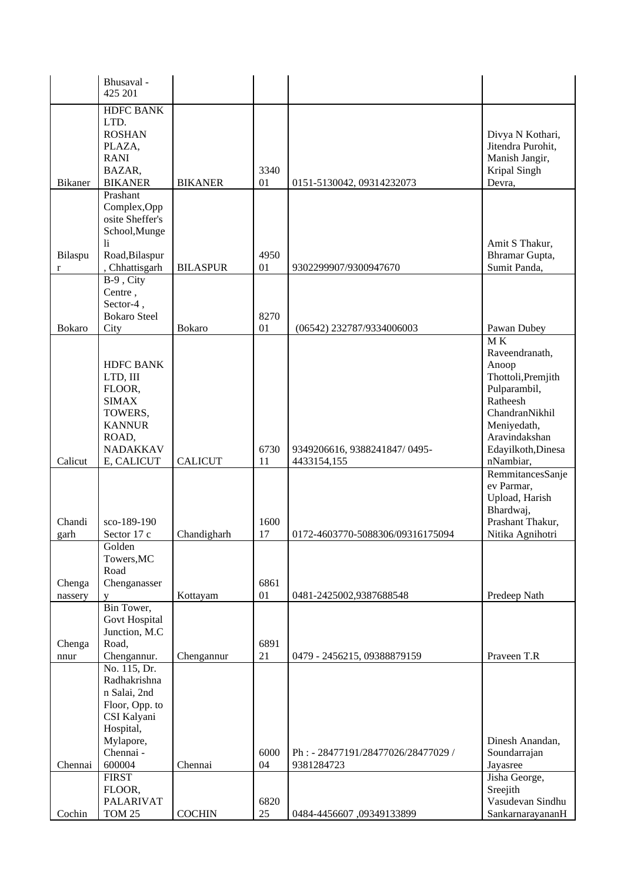| | | | | | |
|---|---|---|---|---|---|
| | Bhusaval - 425 201 | | | | |
| Bikaner | HDFC BANK LTD. ROSHAN PLAZA, RANI BAZAR, BIKANER | BIKANER | 334001 | 0151-5130042, 09314232073 | Divya N Kothari, Jitendra Purohit, Manish Jangir, Kripal Singh Devra, |
| Bilaspur | Prashant Complex,Opposite Sheffer's School,Mungeli Road,Bilaspur, Chhattisgarh | BILASPUR | 495001 | 9302299907/9300947670 | Amit S Thakur, Bhramar Gupta, Sumit Panda, |
| Bokaro | B-9 , City Centre , Sector-4 , Bokaro Steel City | Bokaro | 827001 | (06542) 232787/9334006003 | Pawan Dubey |
| Calicut | HDFC BANK LTD, III FLOOR, SIMAX TOWERS, KANNUR ROAD, NADAKKAVE, CALICUT | CALICUT | 673011 | 9349206616, 9388241847/ 0495-4433154,155 | M K Raveendranath, Anoop Thottoli,Premjith Pulparambil, Ratheesh ChandranNikhil Meniyedath, Aravindakshan Edayilkoth,Dinesa nNambiar, |
| Chandigarh | sco-189-190 Sector 17 c | Chandigharh | 160017 | 0172-4603770-5088306/09316175094 | RemmitancesSanjeev Parmar, Upload, Harish Bhardwaj, Prashant Thakur, Nitika Agnihotri |
| Chenganassery | Golden Towers,MC Road Chenganassery | Kottayam | 686101 | 0481-2425002,9387688548 | Predeep Nath |
| Chengannur | Bin Tower, Govt Hospital Junction, M.C Road, Chengannur. | Chengannur | 689121 | 0479 - 2456215, 09388879159 | Praveen T.R |
| Chennai | No. 115, Dr. Radhakrishnan Salai, 2nd Floor, Opp. to CSI Kalyani Hospital, Mylapore, Chennai - 600004 | Chennai | 600004 | Ph : - 28477191/28477026/28477029 / 9381284723 | Dinesh Anandan, Soundarrajan Jayasree |
| Cochin | FIRST FLOOR, PALARIVATTOM 25 | COCHIN | 682025 | 0484-4456607 ,09349133899 | Jisha George, Sreejith Vasudevan Sindhu SankarnarayananH |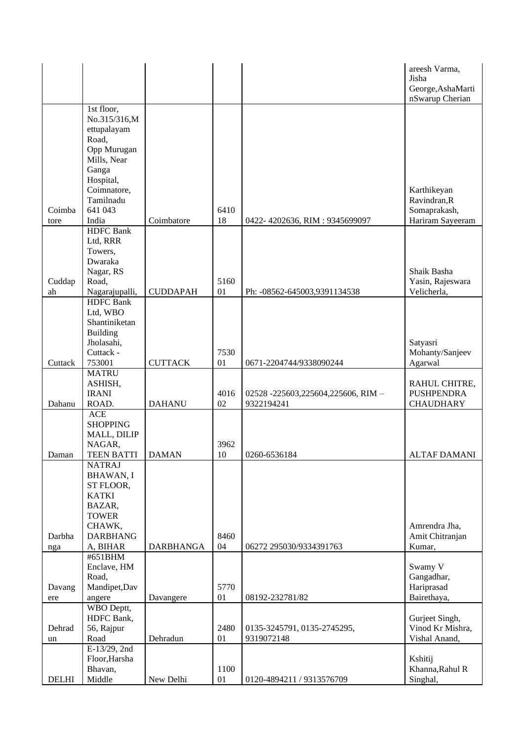| | | | | | |
|---|---|---|---|---|---|
| | | | | | areesh Varma, Jisha George,AshaMartinSwarup Cherian |
| Coimbatore | 1st floor, No.315/316,Mettupalayam Road, Opp Murugan Mills, Near Ganga Hospital, Coimnatore, Tamilnadu 641 043 India | Coimbatore | 641018 | 0422- 4202636, RIM : 9345699097 | Karthikeyan Ravindran,R Somaprakash, Hariram Sayeeram |
| Cuddapah | HDFC Bank Ltd, RRR Towers, Dwaraka Nagar, RS Road, Nagarajupalli, | CUDDAPAH | 516001 | Ph: -08562-645003,9391134538 | Shaik Basha Yasin, Rajeswara Velicherla, |
| Cuttack | HDFC Bank Ltd, WBO Shantiniketan Building Jholasahi, Cuttack - 753001 | CUTTACK | 753001 | 0671-2204744/9338090244 | Satyasri Mohanty/Sanjeev Agarwal |
| Dahanu | MATRU ASHISH, IRANI ROAD. | DAHANU | 401602 | 02528 -225603,225604,225606, RIM – 9322194241 | RAHUL CHITRE, PUSHPENDRA CHAUDHARY |
| Daman | ACE SHOPPING MALL, DILIP NAGAR, TEEN BATTI | DAMAN | 396210 | 0260-6536184 | ALTAF DAMANI |
| Darbhanga | NATRAJ BHAWAN, I ST FLOOR, KATKI BAZAR, TOWER CHAWK, DARBHANGA, BIHAR | DARBHANGA | 846004 | 06272 295030/9334391763 | Amrendra Jha, Amit Chitranjan Kumar, |
| Davangere | #651BHM Enclave, HM Road, Mandipet,Davangere | Davangere | 577001 | 08192-232781/82 | Swamy V Gangadhar, Hariprasad Bairethaya, |
| Dehradun | WBO Deptt, HDFC Bank, 56, Rajpur Road | Dehradun | 248001 | 0135-3245791, 0135-2745295, 9319072148 | Gurjeet Singh, Vinod Kr Mishra, Vishal Anand, |
| DELHI | E-13/29, 2nd Floor,Harsha Bhavan, Middle | New Delhi | 110001 | 0120-4894211 / 9313576709 | Kshitij Khanna,Rahul R Singhal, |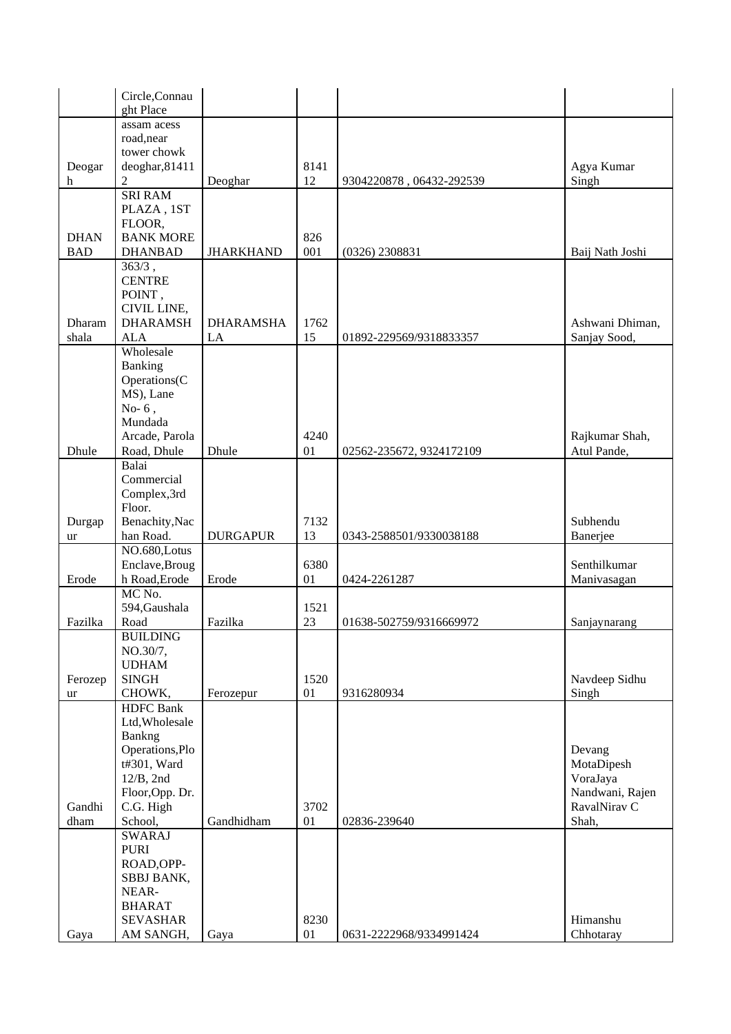| | | | | | |
|---|---|---|---|---|---|
| | Circle,Connaught Place | | | | |
| Deogarh | assam acess road,near tower chowk deoghar,814112 | Deoghar | 814112 | 9304220878 , 06432-292539 | Agya Kumar Singh |
| DHANBAD | SRI RAM PLAZA , 1ST FLOOR, BANK MORE DHANBAD | JHARKHAND | 826001 | (0326) 2308831 | Baij Nath Joshi |
| Dharamshala | 363/3 , CENTRE POINT , CIVIL LINE, DHARAMSHALA | DHARAMSHALA | 176215 | 01892-229569/9318833357 | Ashwani Dhiman, Sanjay Sood, |
| Dhule | Wholesale Banking Operations(CMS), Lane No- 6 , Mundada Arcade, Parola Road, Dhule | Dhule | 424001 | 02562-235672, 9324172109 | Rajkumar Shah, Atul Pande, |
| Durgapur | Balai Commercial Complex,3rd Floor. Benachity,Nachan Road. | DURGAPUR | 713213 | 0343-2588501/9330038188 | Subhendu Banerjee |
| Erode | NO.680,Lotus Enclave,Brough Road,Erode | Erode | 638001 | 0424-2261287 | Senthilkumar Manivasagan |
| Fazilka | MC No. 594,Gaushala Road | Fazilka | 152123 | 01638-502759/9316669972 | Sanjaynarang |
| Ferozepur | BUILDING NO.30/7, UDHAM SINGH CHOWK, | Ferozepur | 152001 | 9316280934 | Navdeep Sidhu Singh |
| Gandhidham | HDFC Bank Ltd,Wholesale Bankng Operations,Plot#301, Ward 12/B, 2nd Floor,Opp. Dr. C.G. High School, | Gandhidham | 370201 | 02836-239640 | Devang MotaDipesh VoraJaya Nandwani, Rajen RavalNirav C Shah, |
| Gaya | SWARAJ PURI ROAD,OPP-SBBJ BANK, NEAR-BHARAT SEVASHARAM SANGH, | Gaya | 823001 | 0631-2222968/9334991424 | Himanshu Chhotaray |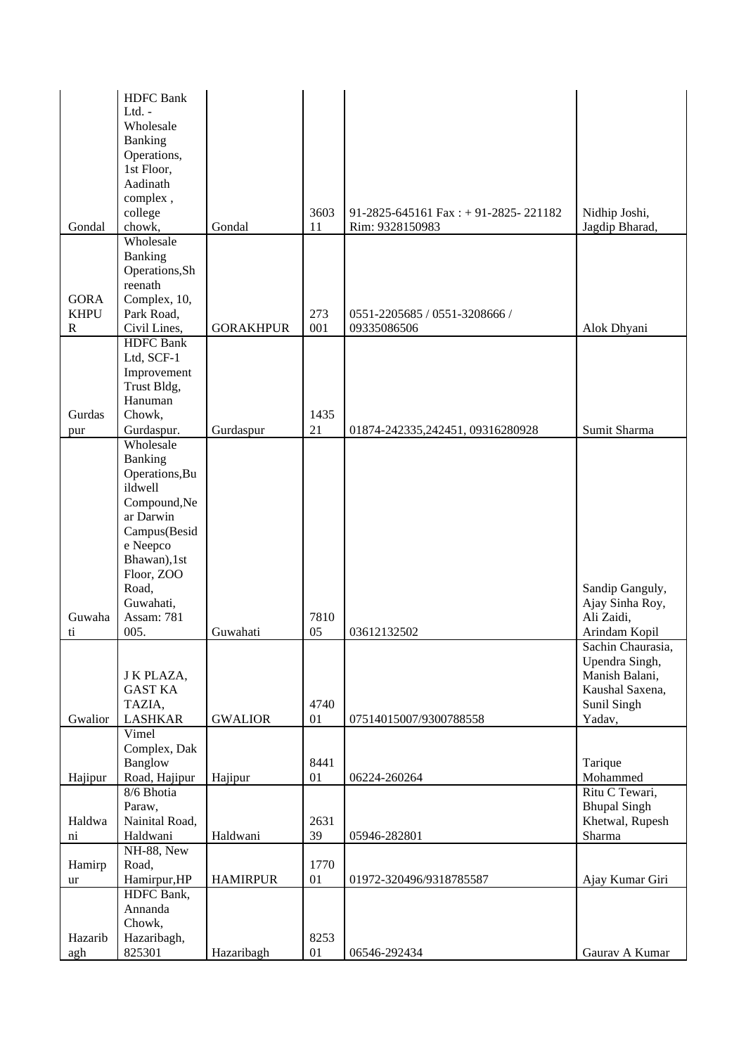| | | | | | |
|---|---|---|---|---|---|
| Gondal | HDFC Bank Ltd. - Wholesale Banking Operations, 1st Floor, Aadinath complex , college chowk, | Gondal | 360311 | 91-2825-645161 Fax : + 91-2825- 221182 Rim: 9328150983 | Nidhip Joshi, Jagdip Bharad, |
| GORAKHPUR | Wholesale Banking Operations,Shreenath Complex, 10, Park Road, Civil Lines, | GORAKHPUR | 273001 | 0551-2205685 / 0551-3208666 / 09335086506 | Alok Dhyani |
| Gurdaspur | HDFC Bank Ltd, SCF-1 Improvement Trust Bldg, Hanuman Chowk, Gurdaspur. | Gurdaspur | 143521 | 01874-242335,242451, 09316280928 | Sumit Sharma |
| Guwahati | Wholesale Banking Operations,Buildwell Compound,Near Darwin Campus(Beside Neepco Bhawan),1st Floor, ZOO Road, Guwahati, Assam: 781 005. | Guwahati | 781005 | 03612132502 | Sandip Ganguly, Ajay Sinha Roy, Ali Zaidi, Arindam Kopil |
| Gwalior | J K PLAZA, GAST KA TAZIA, LASHKAR | GWALIOR | 474001 | 07514015007/9300788558 | Sachin Chaurasia, Upendra Singh, Manish Balani, Kaushal Saxena, Sunil Singh Yadav, |
| Hajipur | Vimel Complex, Dak Banglow Road, Hajipur | Hajipur | 844101 | 06224-260264 | Tarique Mohammed |
| Haldwani | 8/6 Bhotia Paraw, Nainital Road, Haldwani | Haldwani | 263139 | 05946-282801 | Ritu C Tewari, Bhupal Singh Khetwal, Rupesh Sharma |
| Hamirpur | NH-88, New Road, Hamirpur,HP | HAMIRPUR | 177001 | 01972-320496/9318785587 | Ajay Kumar Giri |
| Hazaribagh | HDFC Bank, Annanda Chowk, Hazaribagh, 825301 | Hazaribagh | 825301 | 06546-292434 | Gaurav A Kumar |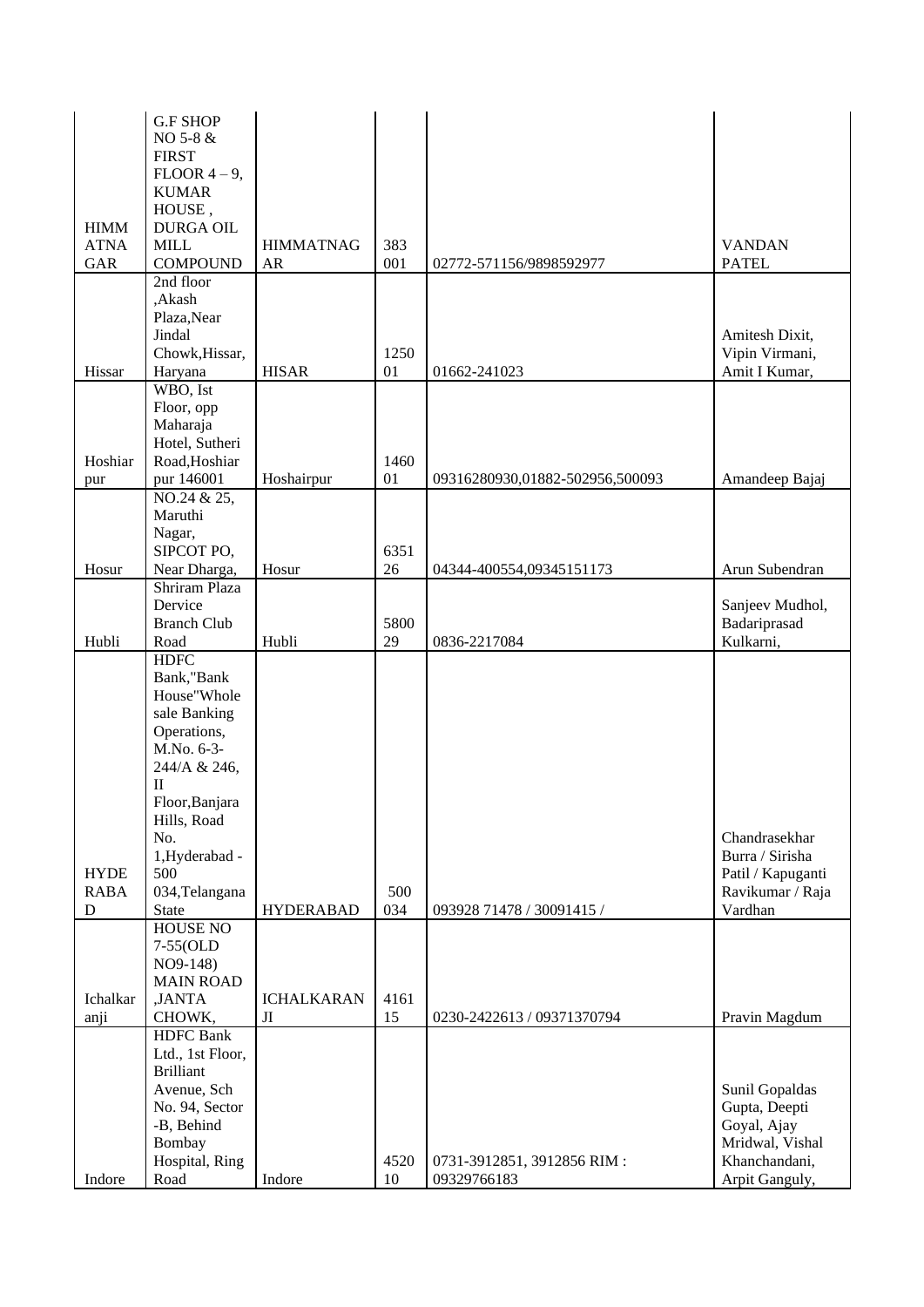| | | | | | |
|---|---|---|---|---|---|
| HIMMATNAGAR | G.F SHOP NO 5-8 & FIRST FLOOR 4 – 9, KUMAR HOUSE , DURGA OIL MILL COMPOUND | HIMMATNAGAR | 383 001 | 02772-571156/9898592977 | VANDAN PATEL |
| Hissar | 2nd floor ,Akash Plaza,Near Jindal Chowk,Hissar, Haryana | HISAR | 125001 | 01662-241023 | Amitesh Dixit, Vipin Virmani, Amit I Kumar, |
| Hoshiarpur | WBO, Ist Floor, opp Maharaja Hotel, Sutheri Road,Hoshiarpur 146001 | Hoshairpur | 146001 | 09316280930,01882-502956,500093 | Amandeep Bajaj |
| Hosur | NO.24 & 25, Maruthi Nagar, SIPCOT PO, Near Dharga, | Hosur | 635126 | 04344-400554,09345151173 | Arun Subendran |
| Hubli | Shriram Plaza Dervice Branch Club Road | Hubli | 580029 | 0836-2217084 | Sanjeev Mudhol, Badariprasad Kulkarni, |
| HYDERABAD | HDFC Bank,"Bank House"Whole sale Banking Operations, M.No. 6-3-244/A & 246, II Floor,Banjara Hills, Road No. 1,Hyderabad - 500 034,Telangana State | HYDERABAD | 500 034 | 093928 71478 / 30091415 / | Chandrasekhar Burra / Sirisha Patil / Kapuganti Ravikumar / Raja Vardhan |
| Ichalkaranji | HOUSE NO 7-55(OLD NO9-148) MAIN ROAD ,JANTA CHOWK, | ICHALKARANJI | 416115 | 0230-2422613 / 09371370794 | Pravin Magdum |
| Indore | HDFC Bank Ltd., 1st Floor, Brilliant Avenue, Sch No. 94, Sector -B, Behind Bombay Hospital, Ring Road | Indore | 452010 | 0731-3912851, 3912856 RIM : 09329766183 | Sunil Gopaldas Gupta, Deepti Goyal, Ajay Mridwal, Vishal Khanchandani, Arpit Ganguly, |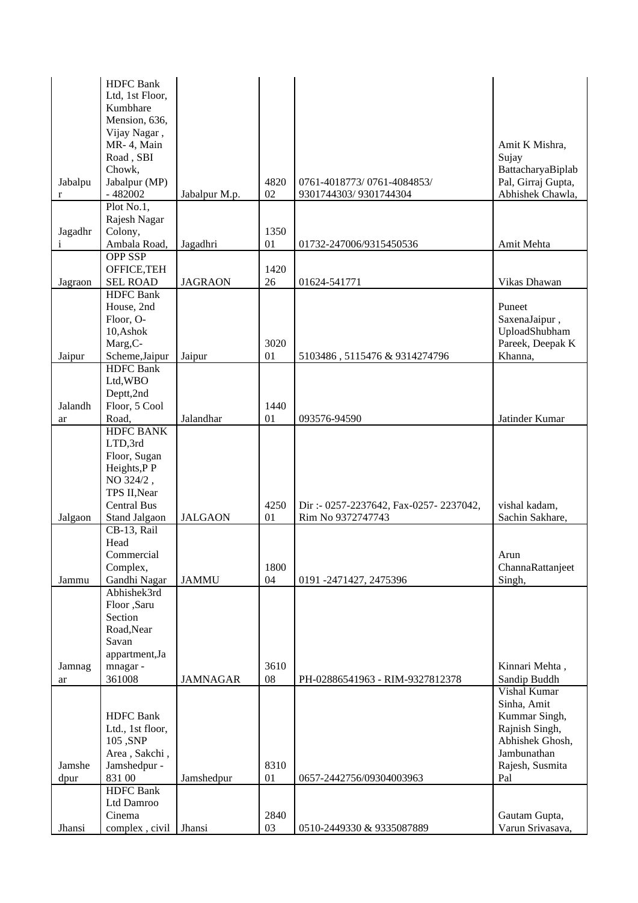| | | | | | |
|---|---|---|---|---|---|
| Jabalpur | HDFC Bank Ltd, 1st Floor, Kumbhare Mension, 636, Vijay Nagar , MR- 4, Main Road , SBI Chowk, Jabalpur (MP) - 482002 | Jabalpur M.p. | 482002 | 0761-4018773/ 0761-4084853/ 9301744303/ 9301744304 | Amit K Mishra, Sujay BattacharyaBiplab Pal, Girraj Gupta, Abhishek Chawla, |
| Jagadhri | Plot No.1, Rajesh Nagar Colony, Ambala Road, | Jagadhri | 135001 | 01732-247006/9315450536 | Amit Mehta |
| Jagraon | OPP SSP OFFICE,TEHSEL ROAD | JAGRAON | 142026 | 01624-541771 | Vikas Dhawan |
| Jaipur | HDFC Bank House, 2nd Floor, O-10,Ashok Marg,C-Scheme,Jaipur | Jaipur | 302001 | 5103486 , 5115476 & 9314274796 | Puneet SaxenaJaipur , UploadShubham Pareek, Deepak K Khanna, |
| Jalandhar | HDFC Bank Ltd,WBO Deptt,2nd Floor, 5 Cool Road, | Jalandhar | 144001 | 093576-94590 | Jatinder Kumar |
| Jalgaon | HDFC BANK LTD,3rd Floor, Sugan Heights,P P NO 324/2 , TPS II,Near Central Bus Stand Jalgaon | JALGAON | 425001 | Dir :- 0257-2237642, Fax-0257- 2237042, Rim No 9372747743 | vishal kadam, Sachin Sakhare, |
| Jammu | CB-13, Rail Head Commercial Complex, Gandhi Nagar | JAMMU | 180004 | 0191 -2471427, 2475396 | Arun ChannaRattanjeet Singh, |
| Jamnagar | Abhishek3rd Floor ,Saru Section Road,Near Savan appartment,Jamnagar - 361008 | JAMNAGAR | 361008 | PH-02886541963 - RIM-9327812378 | Kinnari Mehta , Sandip Buddh |
| Jamshedpur | HDFC Bank Ltd., 1st floor, 105 ,SNP Area , Sakchi , Jamshedpur - 831 00 | Jamshedpur | 831001 | 0657-2442756/09304003963 | Vishal Kumar Sinha, Amit Kummar Singh, Rajnish Singh, Abhishek Ghosh, Jambunathan Rajesh, Susmita Pal |
| Jhansi | HDFC Bank Ltd Damroo Cinema complex , civil | Jhansi | 284003 | 0510-2449330 & 9335087889 | Gautam Gupta, Varun Srivasava, |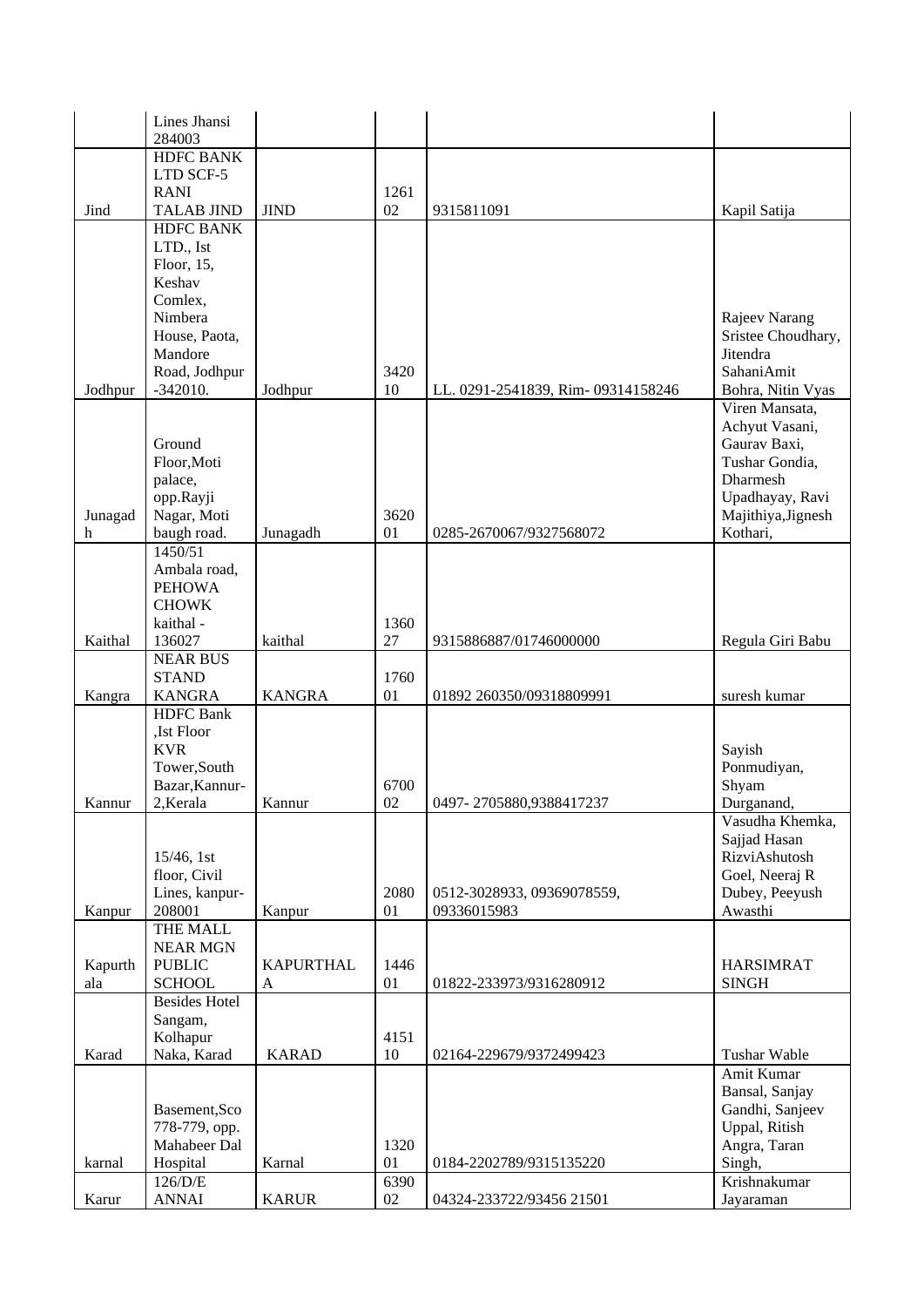| | | | | | |
|---|---|---|---|---|---|
| | Lines Jhansi 284003 | | | | |
| Jind | HDFC BANK LTD SCF-5 RANI TALAB JIND | JIND | 126102 | 9315811091 | Kapil Satija |
| Jodhpur | HDFC BANK LTD., Ist Floor, 15, Keshav Comlex, Nimbera House, Paota, Mandore Road, Jodhpur -342010. | Jodhpur | 342010 | LL. 0291-2541839, Rim- 09314158246 | Rajeev Narang Sristee Choudhary, Jitendra SahaniAmit Bohra, Nitin Vyas |
| Junagadh | Ground Floor,Moti palace, opp.Rayji Nagar, Moti baugh road. | Junagadh | 362001 | 0285-2670067/9327568072 | Viren Mansata, Achyut Vasani, Gaurav Baxi, Tushar Gondia, Dharmesh Upadhayay, Ravi Majithiya,Jignesh Kothari, |
| Kaithal | 1450/51 Ambala road, PEHOWA CHOWK kaithal - 136027 | kaithal | 136027 | 9315886887/01746000000 | Regula Giri Babu |
| Kangra | NEAR BUS STAND KANGRA | KANGRA | 176001 | 01892 260350/09318809991 | suresh kumar |
| Kannur | HDFC Bank ,Ist Floor KVR Tower,South Bazar,Kannur-2,Kerala | Kannur | 670002 | 0497- 2705880,9388417237 | Sayish Ponmudiyan, Shyam Durganand, |
| Kanpur | 15/46, 1st floor, Civil Lines, kanpur-208001 | Kanpur | 208001 | 0512-3028933, 09369078559, 09336015983 | Vasudha Khemka, Sajjad Hasan RizviAshutosh Goel, Neeraj R Dubey, Peeyush Awasthi |
| Kapurthala | THE MALL NEAR MGN PUBLIC SCHOOL | KAPURTHALA | 144601 | 01822-233973/9316280912 | HARSIMRAT SINGH |
| Karad | Besides Hotel Sangam, Kolhapur Naka, Karad | KARAD | 415110 | 02164-229679/9372499423 | Tushar Wable |
| karnal | Basement,Sco 778-779, opp. Mahabeer Dal Hospital | Karnal | 132001 | 0184-2202789/9315135220 | Amit Kumar Bansal, Sanjay Gandhi, Sanjeev Uppal, Ritish Angra, Taran Singh, |
| Karur | 126/D/E ANNAI | KARUR | 639002 | 04324-233722/93456 21501 | Krishnakumar Jayaraman |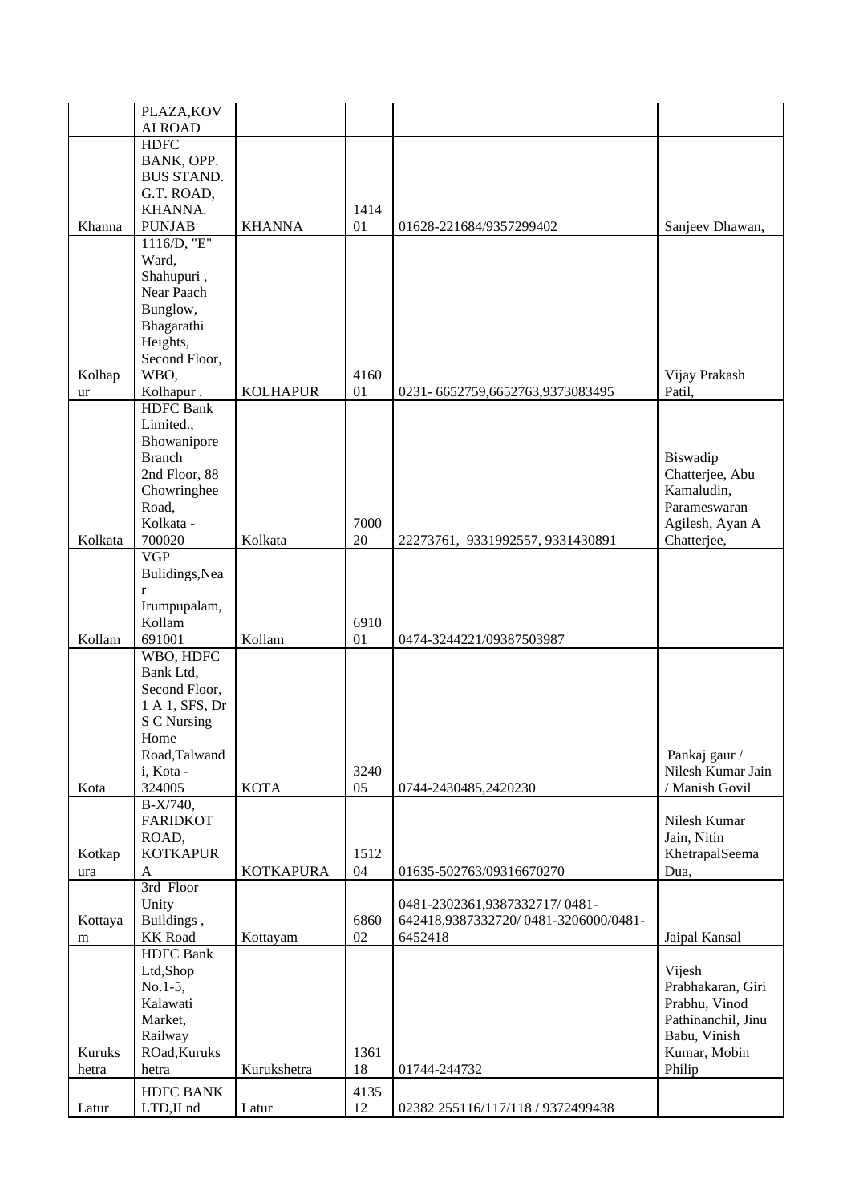|  |  |  |  |  |  |
|---|---|---|---|---|---|
|  | PLAZA,KOVAI ROAD |  |  |  |  |
| Khanna | HDFC BANK, OPP. BUS STAND. G.T. ROAD, KHANNA. PUNJAB | KHANNA | 141401 | 01628-221684/9357299402 | Sanjeev Dhawan, |
| Kolhapur | 1116/D, "E" Ward, Shahupuri , Near Paach Bunglow, Bhagarathi Heights, Second Floor, WBO, Kolhapur . | KOLHAPUR | 416001 | 0231- 6652759,6652763,9373083495 | Vijay Prakash Patil, |
| Kolkata | HDFC Bank Limited., Bhowanipore Branch 2nd Floor, 88 Chowringhee Road, Kolkata - 700020 | Kolkata | 700020 | 22273761, 9331992557, 9331430891 | Biswadip Chatterjee, Abu Kamaludin, Parameswaran Agilesh, Ayan A Chatterjee, |
| Kollam | VGP Bulidings,Near Irumpupalam, Kollam 691001 | Kollam | 691001 | 0474-3244221/09387503987 |  |
| Kota | WBO, HDFC Bank Ltd, Second Floor, 1 A 1, SFS, Dr S C Nursing Home Road,Talwandi, Kota - 324005 | KOTA | 324005 | 0744-2430485,2420230 | Pankaj gaur / Nilesh Kumar Jain / Manish Govil |
| Kotkapura | B-X/740, FARIDKOT ROAD, KOTKAPURA | KOTKAPURA | 151204 | 01635-502763/09316670270 | Nilesh Kumar Jain, Nitin KhetrapalSeema Dua, |
| Kottayam | 3rd Floor Unity Buildings , KK Road | Kottayam | 686002 | 0481-2302361,9387332717/ 0481-642418,9387332720/ 0481-3206000/0481-6452418 | Jaipal Kansal |
| Kurukshetra | HDFC Bank Ltd,Shop No.1-5, Kalawati Market, Railway ROad,Kurukshetra | Kurukshetra | 136118 | 01744-244732 | Vijesh Prabhakaran, Giri Prabhu, Vinod Pathinanchil, Jinu Babu, Vinish Kumar, Mobin Philip |
| Latur | HDFC BANK LTD,II nd | Latur | 413512 | 02382 255116/117/118 / 9372499438 |  |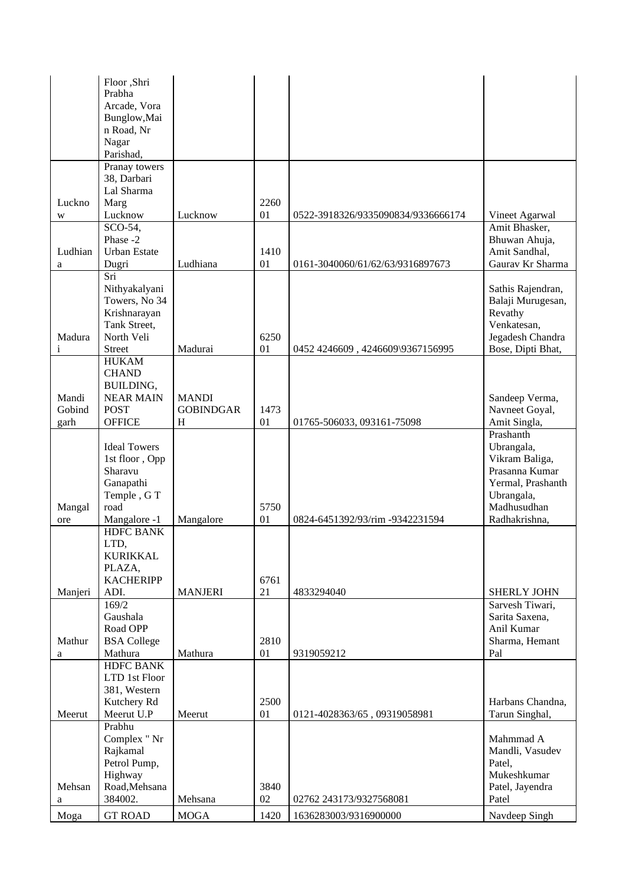| | | | | | |
|---|---|---|---|---|---|
| | Floor ,Shri Prabha Arcade, Vora Bunglow,Main Road, Nr Nagar Parishad, | | | | |
| Lucknow | Pranay towers 38, Darbari Lal Sharma Marg Lucknow | Lucknow | 226001 | 0522-3918326/9335090834/9336666174 | Vineet Agarwal |
| Ludhiana | SCO-54, Phase -2 Urban Estate Dugri | Ludhiana | 141001 | 0161-3040060/61/62/63/9316897673 | Amit Bhasker, Bhuwan Ahuja, Amit Sandhal, Gaurav Kr Sharma |
| Madurai | Sri Nithyakalyani Towers, No 34 Krishnarayan Tank Street, North Veli Street | Madurai | 625001 | 0452 4246609 , 4246609\9367156995 | Sathis Rajendran, Balaji Murugesan, Revathy Venkatesan, Jegadesh Chandra Bose, Dipti Bhat, |
| Mandi Gobindgarh | HUKAM CHAND BUILDING, NEAR MAIN POST OFFICE | MANDI GOBINDGARH | 147301 | 01765-506033, 093161-75098 | Sandeep Verma, Navneet Goyal, Amit Singla, |
| Mangalore | Ideal Towers 1st floor , Opp Sharavu Ganapathi Temple , G T road Mangalore -1 | Mangalore | 575001 | 0824-6451392/93/rim -9342231594 | Prashanth Ubrangala, Vikram Baliga, Prasanna Kumar Yermal, Prashanth Ubrangala, Madhusudhan Radhakrishna, |
| Manjeri | HDFC BANK LTD, KURIKKAL PLAZA, KACHERIPPADI. | MANJERI | 676121 | 4833294040 | SHERLY JOHN |
| Mathura | 169/2 Gaushala Road OPP BSA College Mathura | Mathura | 281001 | 9319059212 | Sarvesh Tiwari, Sarita Saxena, Anil Kumar Sharma, Hemant Pal |
| Meerut | HDFC BANK LTD 1st Floor 381, Western Kutchery Rd Meerut U.P | Meerut | 250001 | 0121-4028363/65 , 09319058981 | Harbans Chandna, Tarun Singhal, |
| Mehsana | Prabhu Complex " Nr Rajkamal Petrol Pump, Highway Road,Mehsana 384002. | Mehsana | 384002 | 02762 243173/9327568081 | Mahmmad A Mandli, Vasudev Patel, Mukeshkumar Patel, Jayendra Patel |
| Moga | GT ROAD | MOGA | 1420 | 1636283003/9316900000 | Navdeep Singh |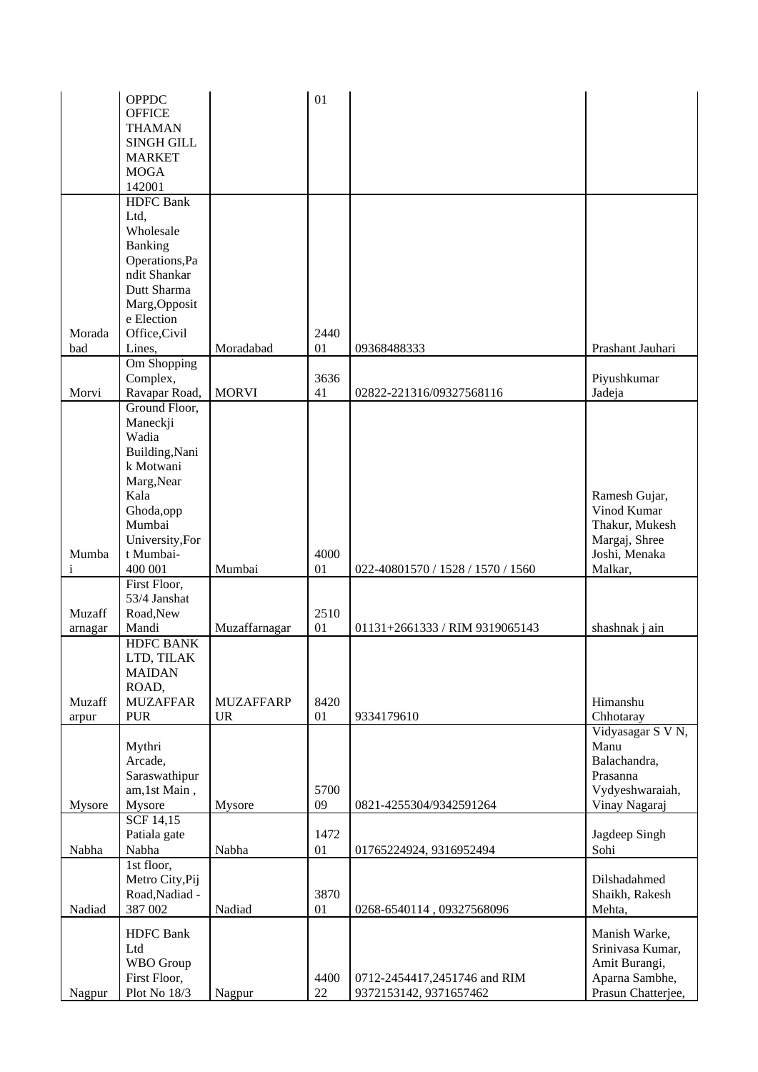| | | | | | |
|---|---|---|---|---|---|
| | OPPDC OFFICE THAMAN SINGH GILL MARKET MOGA 142001 | | 01 | | |
| Moradabad | HDFC Bank Ltd, Wholesale Banking Operations,Pandit Shankar Dutt Sharma Marg,Opposite Election Office,Civil Lines, | Moradabad | 244001 | 09368488333 | Prashant Jauhari |
| Morvi | Om Shopping Complex, Ravapar Road, | MORVI | 363641 | 02822-221316/09327568116 | Piyushkumar Jadeja |
| Mumbai | Ground Floor, Maneckji Wadia Building,Nanik Motwani Marg,Near Kala Ghoda,opp Mumbai University,Fort Mumbai- 400 001 | Mumbai | 400001 | 022-40801570 / 1528 / 1570 / 1560 | Ramesh Gujar, Vinod Kumar Thakur, Mukesh Margaj, Shree Joshi, Menaka Malkar, |
| Muzaffarnagar | First Floor, 53/4 Janshat Road,New Mandi | Muzaffarnagar | 251001 | 01131+2661333 / RIM 9319065143 | shashnak j ain |
| Muzaffarpur | HDFC BANK LTD, TILAK MAIDAN ROAD, MUZAFFARPUR | MUZAFFARPUR | 842001 | 9334179610 | Himanshu Chhotaray |
| Mysore | Mythri Arcade, Saraswathipuram,1st Main , Mysore | Mysore | 570009 | 0821-4255304/9342591264 | Vidyasagar S V N, Manu Balachandra, Prasanna Vydyeshwaraiah, Vinay Nagaraj |
| Nabha | SCF 14,15 Patiala gate Nabha | Nabha | 147201 | 01765224924, 9316952494 | Jagdeep Singh Sohi |
| Nadiad | 1st floor, Metro City,Pij Road,Nadiad - 387 002 | Nadiad | 387001 | 0268-6540114 , 09327568096 | Dilshadahmed Shaikh, Rakesh Mehta, |
| Nagpur | HDFC Bank Ltd WBO Group First Floor, Plot No 18/3 | Nagpur | 440022 | 0712-2454417,2451746 and RIM 9372153142, 9371657462 | Manish Warke, Srinivasa Kumar, Amit Burangi, Aparna Sambhe, Prasun Chatterjee, |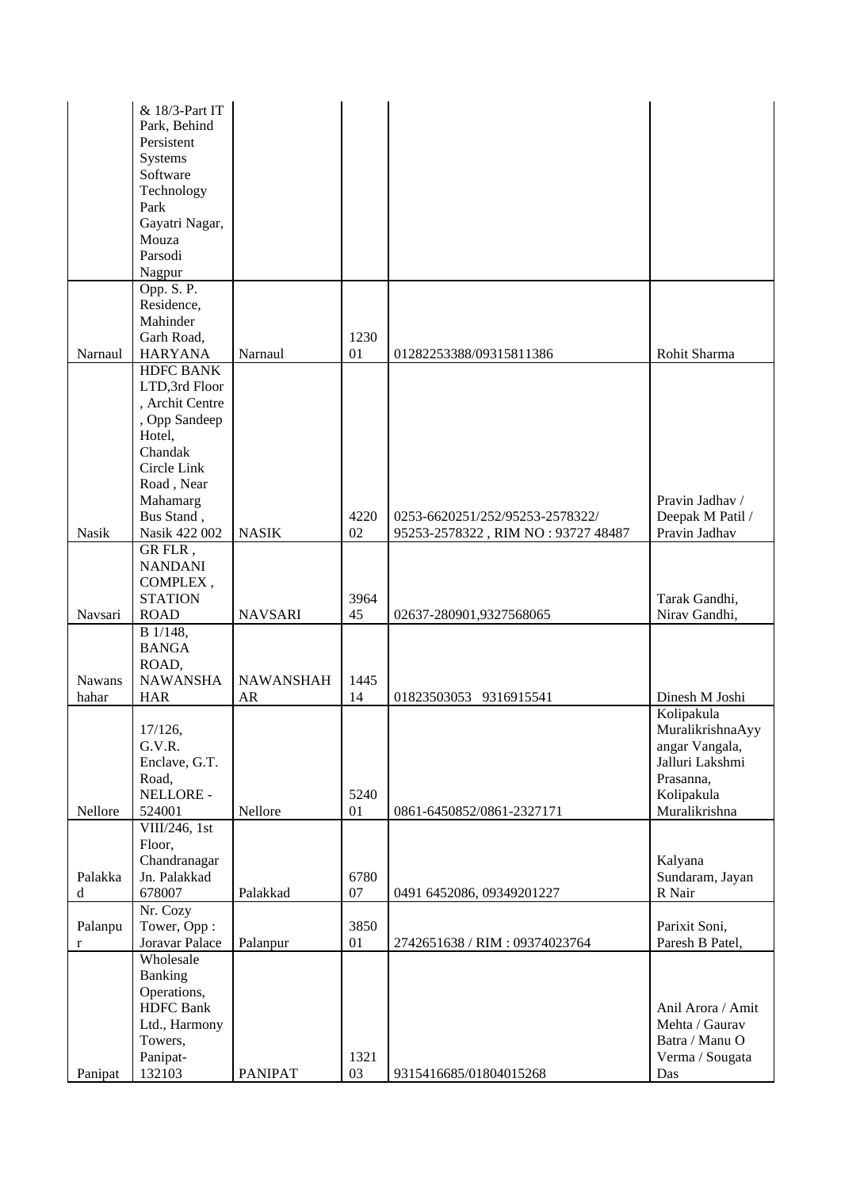|  |  |  |  |  |  |
|---|---|---|---|---|---|
|  | & 18/3-Part IT Park, Behind Persistent Systems Software Technology Park Gayatri Nagar, Mouza Parsodi Nagpur |  |  |  |  |
| Narnaul | Opp. S. P. Residence, Mahinder Garh Road, HARYANA | Narnaul | 123001 | 01282253388/09315811386 | Rohit Sharma |
| Nasik | HDFC BANK LTD,3rd Floor , Archit Centre , Opp Sandeep Hotel, Chandak Circle Link Road , Near Mahamarg Bus Stand , Nasik 422 002 | NASIK | 422002 | 0253-6620251/252/95253-2578322/ 95253-2578322 , RIM NO : 93727 48487 | Pravin Jadhav / Deepak M Patil / Pravin Jadhav |
| Navsari | GR FLR , NANDANI COMPLEX , STATION ROAD | NAVSARI | 396445 | 02637-280901,9327568065 | Tarak Gandhi, Nirav Gandhi, |
| Nawanshahar | B 1/148, BANGA ROAD, NAWANSHAHAR | NAWANSHAHAR | 144514 | 01823503053 9316915541 | Dinesh M Joshi |
| Nellore | 17/126, G.V.R. Enclave, G.T. Road, NELLORE - 524001 | Nellore | 524001 | 0861-6450852/0861-2327171 | Kolipakula MuralikrishnaAyyangar Vangala, Jalluri Lakshmi Prasanna, Kolipakula Muralikrishna |
| Palakkad | VIII/246, 1st Floor, Chandranagar Jn. Palakkad 678007 | Palakkad | 678007 | 0491 6452086, 09349201227 | Kalyana Sundaram, Jayan R Nair |
| Palanpur | Nr. Cozy Tower, Opp : Joravar Palace | Palanpur | 385001 | 2742651638 / RIM : 09374023764 | Parixit Soni, Paresh B Patel, |
| Panipat | Wholesale Banking Operations, HDFC Bank Ltd., Harmony Towers, Panipat-132103 | PANIPAT | 132103 | 9315416685/01804015268 | Anil Arora / Amit Mehta / Gaurav Batra / Manu O Verma / Sougata Das |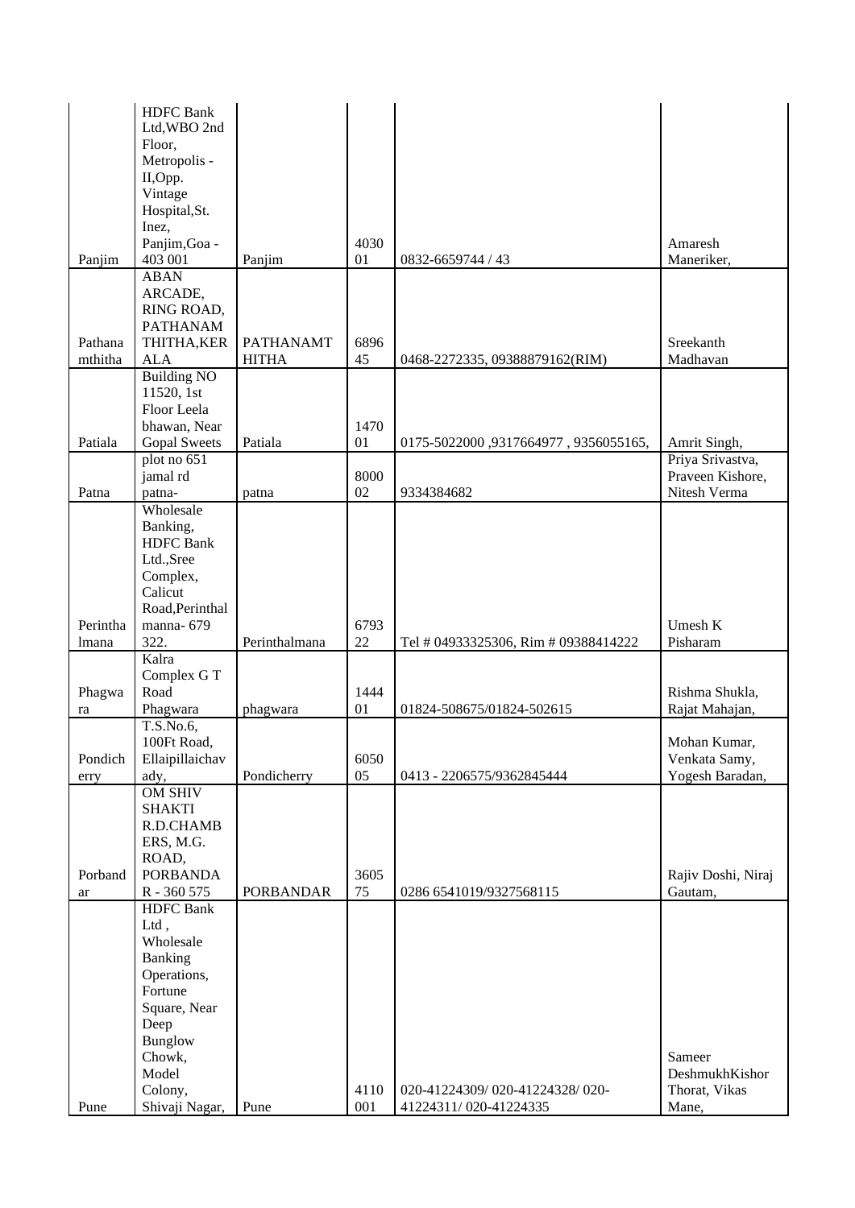| | | | | | |
|---|---|---|---|---|---|
| Panjim | HDFC Bank Ltd,WBO 2nd Floor, Metropolis - II,Opp. Vintage Hospital,St. Inez, Panjim,Goa - 403 001 | Panjim | 403001 | 0832-6659744 / 43 | Amaresh Maneriker, |
| Pathanamthitha | ABAN ARCADE, RING ROAD, PATHANAMTHITHA,KERALA | PATHANAMTHITHA | 689645 | 0468-2272335, 09388879162(RIM) | Sreekanth Madhavan |
| Patiala | Building NO 11520, 1st Floor Leela bhawan, Near Gopal Sweets | Patiala | 147001 | 0175-5022000 ,9317664977 , 9356055165, | Amrit Singh, |
| Patna | plot no 651 jamal rd patna- | patna | 800002 | 9334384682 | Priya Srivastva, Praveen Kishore, Nitesh Verma |
| Perinthalmana | Wholesale Banking, HDFC Bank Ltd.,Sree Complex, Calicut Road,Perinthalmanna- 679 322. | Perinthalmana | 679322 | Tel # 04933325306, Rim # 09388414222 | Umesh K Pisharam |
| Phagwara | Kalra Complex G T Road Phagwara | phagwara | 144401 | 01824-508675/01824-502615 | Rishma Shukla, Rajat Mahajan, |
| Pondicherry | T.S.No.6, 100Ft Road, Ellaipillaichavady, | Pondicherry | 605005 | 0413 - 2206575/9362845444 | Mohan Kumar, Venkata Samy, Yogesh Baradan, |
| Porbandar | OM SHIV SHAKTI R.D.CHAMBERS, M.G. ROAD, PORBANDAR - 360 575 | PORBANDAR | 360575 | 0286 6541019/9327568115 | Rajiv Doshi, Niraj Gautam, |
| Pune | HDFC Bank Ltd , Wholesale Banking Operations, Fortune Square, Near Deep Bunglow Chowk, Model Colony, Shivaji Nagar, | Pune | 4110001 | 020-41224309/ 020-41224328/ 020-41224311/ 020-41224335 | Sameer DeshmukhKishor Thorat, Vikas Mane, |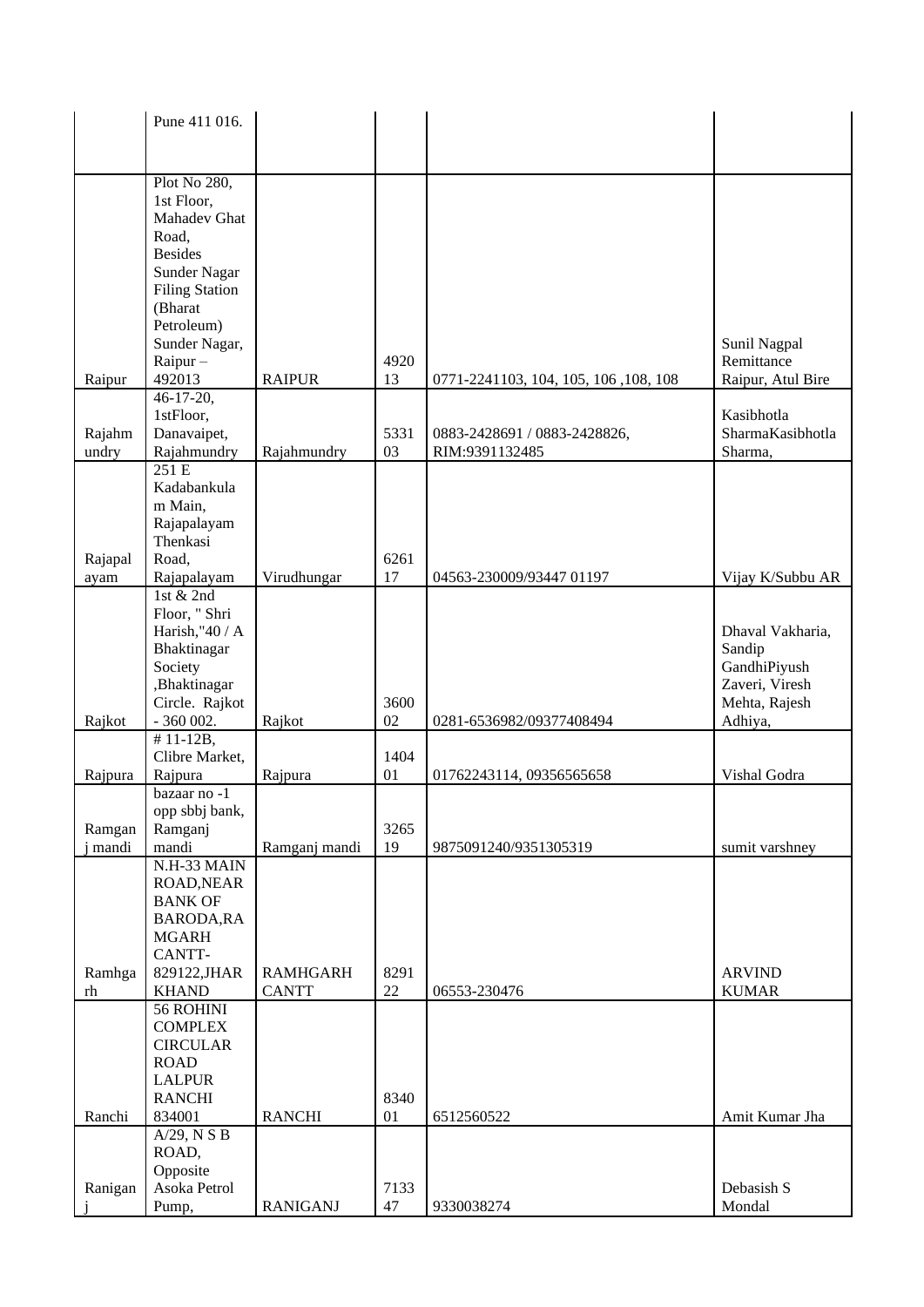|  |  |  |  |  |  |
|---|---|---|---|---|---|
|  | Pune 411 016. |  |  |  |  |
| Raipur | Plot No 280, 1st Floor, Mahadev Ghat Road, Besides Sunder Nagar Filing Station (Bharat Petroleum) Sunder Nagar, Raipur – 492013 | RAIPUR | 492013 | 0771-2241103, 104, 105, 106 ,108, 108 | Sunil Nagpal Remittance Raipur, Atul Bire |
| Rajahmundry | 46-17-20, 1stFloor, Danavaipet, Rajahmundry | Rajahmundry | 533103 | 0883-2428691 / 0883-2428826, RIM:9391132485 | Kasibhotla SharmaKasibhotla Sharma, |
| Rajapalayam | 251 E Kadabankulam Main, Rajapalayam Thenkasi Road, Rajapalayam | Virudhungar | 626117 | 04563-230009/93447 01197 | Vijay K/Subbu AR |
| Rajkot | 1st & 2nd Floor, " Shri Harish,"40 / A Bhaktinagar Society ,Bhaktinagar Circle. Rajkot - 360 002. | Rajkot | 360002 | 0281-6536982/09377408494 | Dhaval Vakharia, Sandip GandhiPiyush Zaveri, Viresh Mehta, Rajesh Adhiya, |
| Rajpura | # 11-12B, Clibre Market, Rajpura | Rajpura | 140401 | 01762243114, 09356565658 | Vishal Godra |
| Ramganj mandi | bazaar no -1 opp sbbj bank, Ramganj mandi | Ramganj mandi | 326519 | 9875091240/9351305319 | sumit varshney |
| Ramhgarh | N.H-33 MAIN ROAD,NEAR BANK OF BARODA,RAMGARH CANTT-829122,JHARKHAND | RAMHGARH CANTT | 829122 | 06553-230476 | ARVIND KUMAR |
| Ranchi | 56 ROHINI COMPLEX CIRCULAR ROAD LALPUR RANCHI 834001 | RANCHI | 834001 | 6512560522 | Amit Kumar Jha |
| Raniganj | A/29, N S B ROAD, Opposite Asoka Petrol Pump, | RANIGANJ | 713347 | 9330038274 | Debasish S Mondal |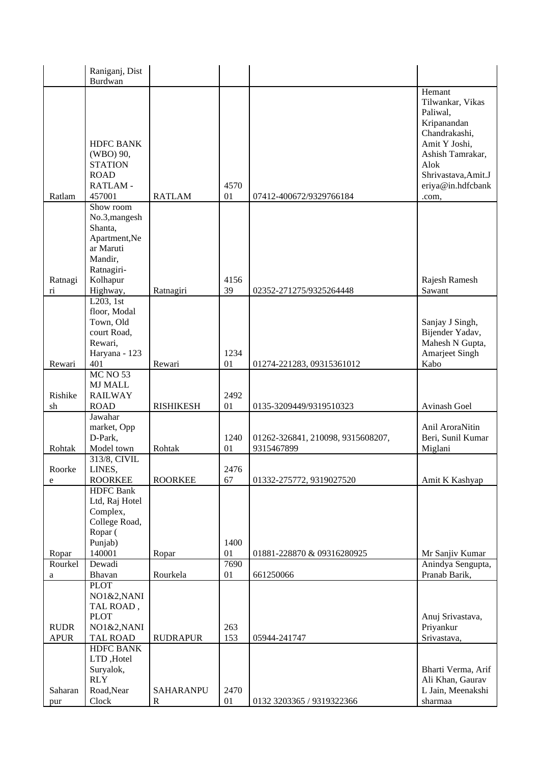| | | | | | |
|---|---|---|---|---|---|
| | Raniganj, Dist Burdwan | | | | |
| Ratlam | HDFC BANK (WBO) 90, STATION ROAD RATLAM - 457001 | RATLAM | 457001 | 07412-400672/9329766184 | Hemant Tilwankar, Vikas Paliwal, Kripanandan Chandrakashi, Amit Y Joshi, Ashish Tamrakar, Alok Shrivastava,Amit.Jeriya@in.hdfcbank.com, |
| Ratnagiri | Show room No.3,mangesh Shanta, Apartment,Near Maruti Mandir, Ratnagiri-Kolhapur Highway, | Ratnagiri | 415639 | 02352-271275/9325264448 | Rajesh Ramesh Sawant |
| Rewari | L203, 1st floor, Modal Town, Old court Road, Rewari, Haryana - 123 401 | Rewari | 123401 | 01274-221283, 09315361012 | Sanjay J Singh, Bijender Yadav, Mahesh N Gupta, Amarjeet Singh Kabo |
| Rishikesh | MC NO 53 MJ MALL RAILWAY ROAD | RISHIKESH | 249201 | 0135-3209449/9319510323 | Avinash Goel |
| Rohtak | Jawahar market, Opp D-Park, Model town | Rohtak | 124001 | 01262-326841, 210098, 9315608207, 9315467899 | Anil AroraNitin Beri, Sunil Kumar Miglani |
| Roorkee | 313/8, CIVIL LINES, ROORKEE | ROORKEE | 247667 | 01332-275772, 9319027520 | Amit K Kashyap |
| Ropar | HDFC Bank Ltd, Raj Hotel Complex, College Road, Ropar ( Punjab) 140001 | Ropar | 140001 | 01881-228870 & 09316280925 | Mr Sanjiv Kumar |
| Rourkela | Dewadi Bhavan | Rourkela | 769001 | 661250066 | Anindya Sengupta, Pranab Barik, |
| RUDRAPUR | PLOT NO1&2,NANI TAL ROAD , PLOT NO1&2,NANI TAL ROAD | RUDRAPUR | 263153 | 05944-241747 | Anuj Srivastava, Priyankur Srivastava, |
| Saharanpur | HDFC BANK LTD ,Hotel Suryalok, RLY Road,Near Clock | SAHARANPUR | 247001 | 0132 3203365 / 9319322366 | Bharti Verma, Arif Ali Khan, Gaurav L Jain, Meenakshi sharmaa |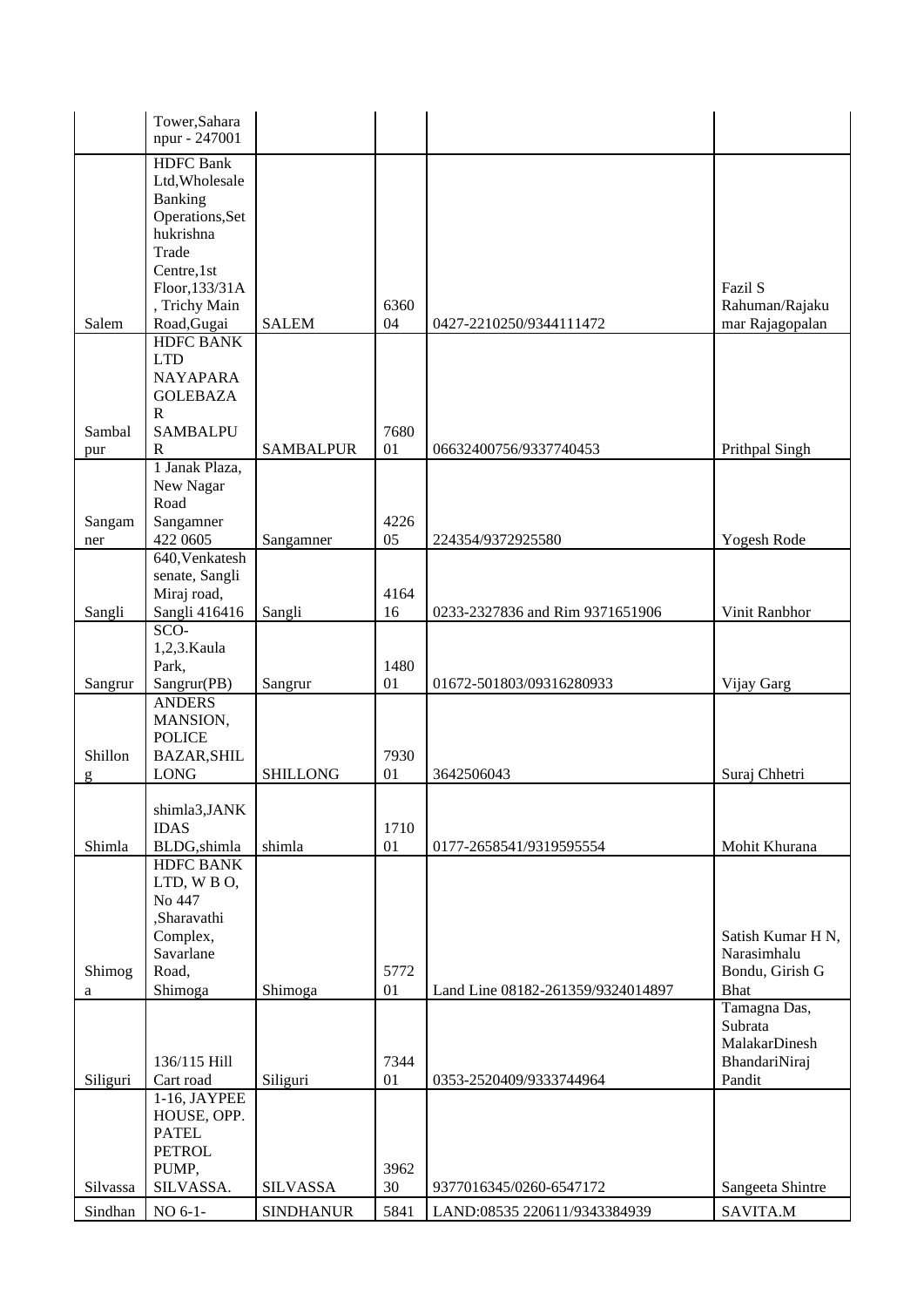|  |  |  |  |  |  |
|---|---|---|---|---|---|
|  | Tower,Saharanpur - 247001 |  |  |  |  |
| Salem | HDFC Bank Ltd,Wholesale Banking Operations,Setukrishna Trade Centre,1st Floor,133/31A , Trichy Main Road,Gugai | SALEM | 636004 | 0427-2210250/9344111472 | Fazil S Rahuman/Rajakumar Rajagopalan |
| Sambalpur | HDFC BANK LTD NAYAPARA GOLEBAZAR SAMBALPUR | SAMBALPUR | 768001 | 06632400756/9337740453 | Prithpal Singh |
| Sangamner | 1 Janak Plaza, New Nagar Road Sangamner 422 0605 | Sangamner | 422605 | 224354/9372925580 | Yogesh Rode |
| Sangli | 640,Venkatesh senate, Sangli Miraj road, Sangli 416416 | Sangli | 416416 | 0233-2327836 and Rim 9371651906 | Vinit Ranbhor |
| Sangrur | SCO-1,2,3.Kaula Park, Sangrur(PB) | Sangrur | 148001 | 01672-501803/09316280933 | Vijay Garg |
| Shillong | ANDERS MANSION, POLICE BAZAR,SHILLONG | SHILLONG | 793001 | 3642506043 | Suraj Chhetri |
| Shimla | shimla3,JANKIDAS BLDG,shimla | shimla | 171001 | 0177-2658541/9319595554 | Mohit Khurana |
| Shimoga | HDFC BANK LTD, W B O, No 447 ,Sharavathi Complex, Savarlane Road, Shimoga | Shimoga | 577201 | Land Line 08182-261359/9324014897 | Satish Kumar H N, Narasimhalu Bondu, Girish G Bhat |
| Siliguri | 136/115 Hill Cart road | Siliguri | 734401 | 0353-2520409/9333744964 | Tamagna Das, Subrata MalakarDinesh BhandariNiraj Pandit |
| Silvassa | 1-16, JAYPEE HOUSE, OPP. PATEL PETROL PUMP, SILVASSA. | SILVASSA | 396230 | 9377016345/0260-6547172 | Sangeeta Shintre |
| Sindhan | NO 6-1- | SINDHANUR | 5841 | LAND:08535 220611/9343384939 | SAVITA.M |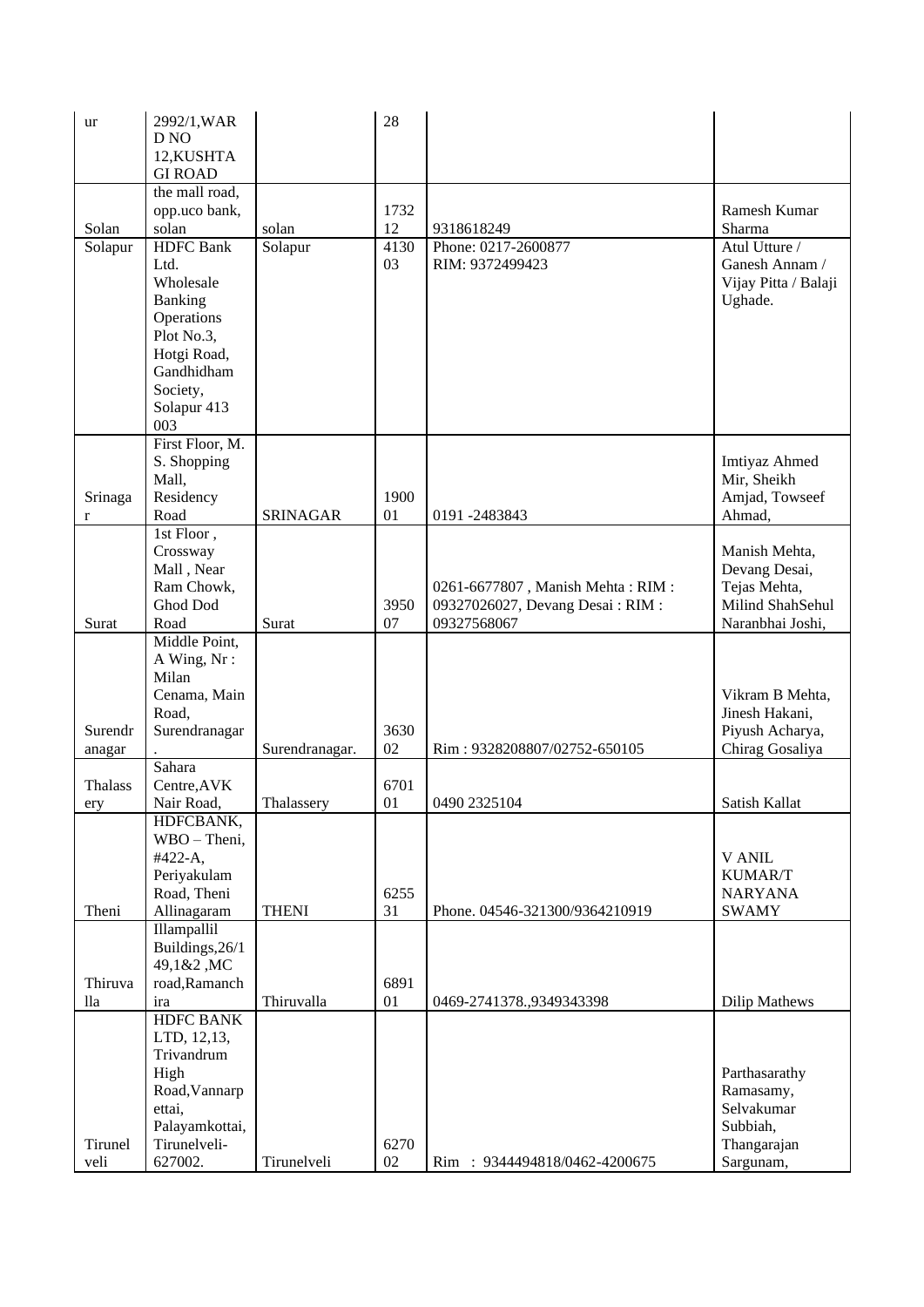| ur | 2992/1,WARD NO 12,KUSHTAGI ROAD | | 28 | | |
|---|---|---|---|---|---|
| Solan | the mall road, opp.uco bank, solan | solan | 173212 | 9318618249 | Ramesh Kumar Sharma |
| Solapur | HDFC Bank Ltd. Wholesale Banking Operations Plot No.3, Hotgi Road, Gandhidham Society, Solapur 413 003 | Solapur | 413003 | Phone: 0217-2600877 RIM: 9372499423 | Atul Utture / Ganesh Annam / Vijay Pitta / Balaji Ughade. |
| Srinagar | First Floor, M. S. Shopping Mall, Residency Road | SRINAGAR | 190001 | 0191 -2483843 | Imtiyaz Ahmed Mir, Sheikh Amjad, Towseef Ahmad, |
| Surat | 1st Floor , Crossway Mall , Near Ram Chowk, Ghod Dod Road | Surat | 395007 | 0261-6677807 , Manish Mehta : RIM : 09327026027, Devang Desai : RIM : 09327568067 | Manish Mehta, Devang Desai, Tejas Mehta, Milind ShahSehul Naranbhai Joshi, |
| Surendranagar | Middle Point, A Wing, Nr : Milan Cenama, Main Road, Surendranagar. | Surendranagar. | 363002 | Rim : 9328208807/02752-650105 | Vikram B Mehta, Jinesh Hakani, Piyush Acharya, Chirag Gosaliya |
| Thalassery | Sahara Centre,AVK Nair Road, | Thalassery | 670101 | 0490 2325104 | Satish Kallat |
| Theni | HDFCBANK, WBO – Theni, #422-A, Periyakulam Road, Theni Allinagaram | THENI | 625531 | Phone. 04546-321300/9364210919 | V ANIL KUMAR/T NARYANA SWAMY |
| Thiruvalla | Illampallil Buildings,26/149,1&2 ,MC road,Ramanchira | Thiruvalla | 689101 | 0469-2741378.,9349343398 | Dilip Mathews |
| Tirunelveli | HDFC BANK LTD, 12,13, Trivandrum High Road,Vannarpettai, Palayamkottai, Tirunelveli-627002. | Tirunelveli | 627002 | Rim : 9344494818/0462-4200675 | Parthasarathy Ramasamy, Selvakumar Subbiah, Thangarajan Sargunam, |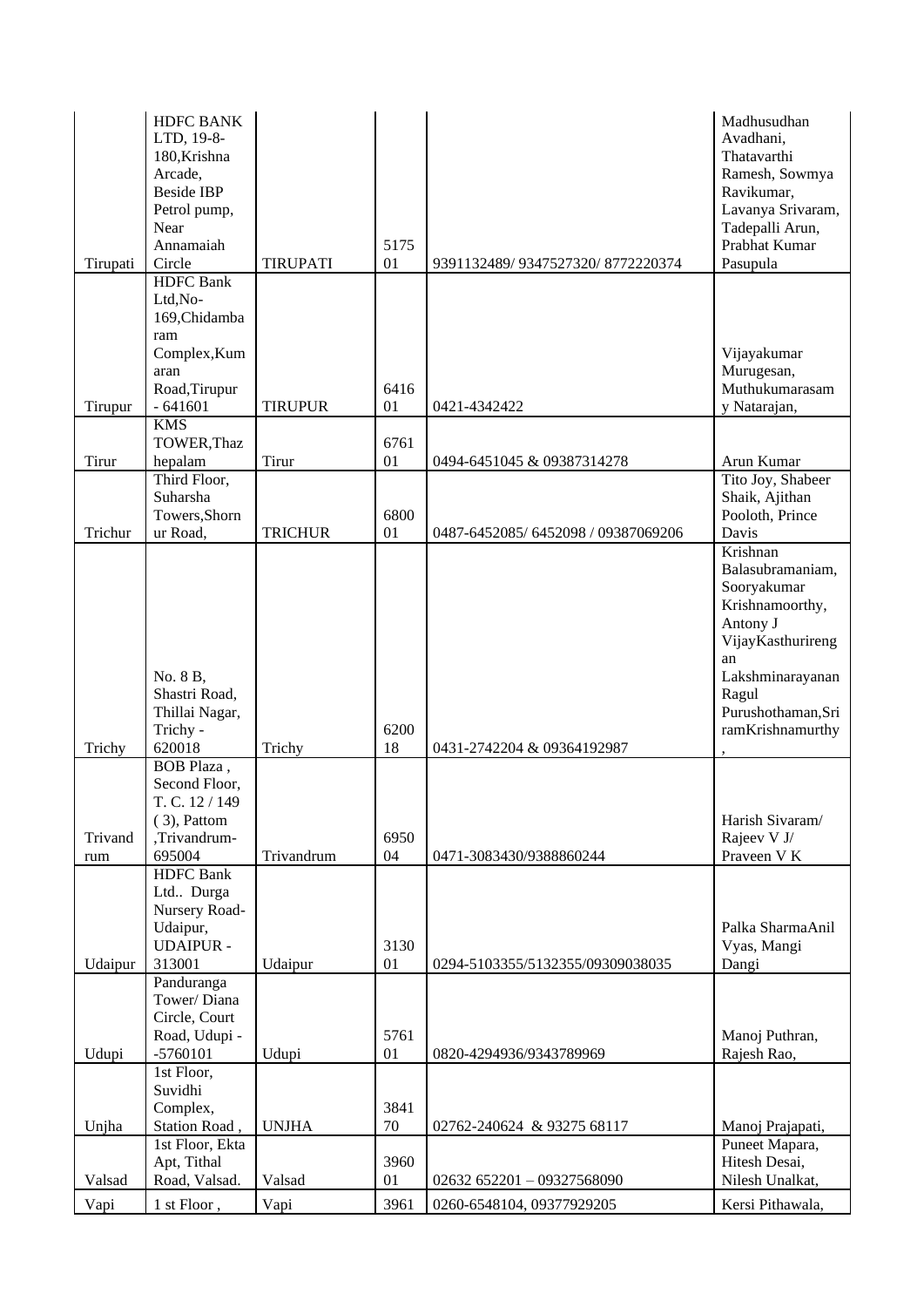| | | | | | |
|---|---|---|---|---|---|
| Tirupati | HDFC BANK LTD, 19-8-180,Krishna Arcade, Beside IBP Petrol pump, Near Annamaiah Circle | TIRUPATI | 517501 | 9391132489/ 9347527320/ 8772220374 | Madhusudhan Avadhani, Thatavarthi Ramesh, Sowmya Ravikumar, Lavanya Srivaram, Tadepalli Arun, Prabhat Kumar Pasupula |
| Tirupur | HDFC Bank Ltd,No-169,Chidambaram Complex,Kumaran Road,Tirupur - 641601 | TIRUPUR | 641601 | 0421-4342422 | Vijayakumar Murugesan, Muthukumarasamy Natarajan, |
| Tirur | KMS TOWER,Thazhepalam | Tirur | 676101 | 0494-6451045 & 09387314278 | Arun Kumar |
| Trichur | Third Floor, Suharsha Towers,Shornur Road, | TRICHUR | 680001 | 0487-6452085/ 6452098 / 09387069206 | Tito Joy, Shabeer Shaik, Ajithan Pooloth, Prince Davis |
| Trichy | No. 8 B, Shastri Road, Thillai Nagar, Trichy - 620018 | Trichy | 620018 | 0431-2742204 & 09364192987 | Krishnan Balasubramaniam, Sooryakumar Krishnamoorthy, Antony J VijayKasthurirengan Lakshminarayanan Ragul Purushothaman,SriramKrishnamurthy , |
| Trivandrum | BOB Plaza , Second Floor, T. C. 12 / 149 ( 3), Pattom ,Trivandrum-695004 | Trivandrum | 695004 | 0471-3083430/9388860244 | Harish Sivaram/ Rajeev V J/ Praveen V K |
| Udaipur | HDFC Bank Ltd.. Durga Nursery Road-Udaipur, UDAIPUR - 313001 | Udaipur | 313001 | 0294-5103355/5132355/09309038035 | Palka SharmaAnil Vyas, Mangi Dangi |
| Udupi | Panduranga Tower/ Diana Circle, Court Road, Udupi -5760101 | Udupi | 576101 | 0820-4294936/9343789969 | Manoj Puthran, Rajesh Rao, |
| Unjha | 1st Floor, Suvidhi Complex, Station Road , | UNJHA | 384170 | 02762-240624 & 93275 68117 | Manoj Prajapati, |
| Valsad | 1st Floor, Ekta Apt, Tithal Road, Valsad. | Valsad | 396001 | 02632 652201 – 09327568090 | Puneet Mapara, Hitesh Desai, Nilesh Unalkat, |
| Vapi | 1 st Floor , | Vapi | 3961 | 0260-6548104, 09377929205 | Kersi Pithawala, |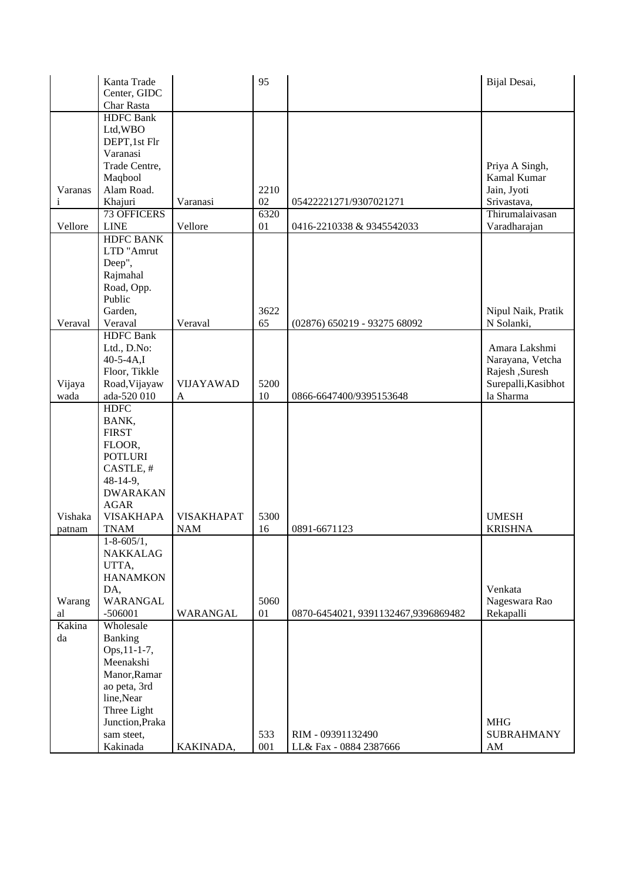|  | Kanta Trade Center, GIDC Char Rasta |  | 95 |  | Bijal Desai, |
|---|---|---|---|---|---|
| Varanasi | HDFC Bank Ltd,WBO DEPT,1st Flr Varanasi Trade Centre, Maqbool Alam Road. Khajuri | Varanasi | 221002 | 05422221271/9307021271 | Priya A Singh, Kamal Kumar Jain, Jyoti Srivastava, |
| Vellore | 73 OFFICERS LINE | Vellore | 632001 | 0416-2210338 & 9345542033 | Thirumalaivasan Varadharajan |
| Veraval | HDFC BANK LTD "Amrut Deep", Rajmahal Road, Opp. Public Garden, Veraval | Veraval | 362265 | (02876) 650219 - 93275 68092 | Nipul Naik, Pratik N Solanki, |
| Vijayawada | HDFC Bank Ltd., D.No: 40-5-4A,I Floor, Tikkle Road,Vijayawada-520 010 | VIJAYAWADA | 520010 | 0866-6647400/9395153648 | Amara Lakshmi Narayana, Vetcha Rajesh ,Suresh Surepalli,Kasibhotla Sharma |
| Vishakapatnam | HDFC BANK, FIRST FLOOR, POTLURI CASTLE, # 48-14-9, DWARAKANAGAR VISAKHAPATNAM | VISAKHAPATNAM | 530016 | 0891-6671123 | UMESH KRISHNA |
| Warangal | 1-8-605/1, NAKKALAGUTTA, HANAMKONDA, WARANGAL -506001 | WARANGAL | 506001 | 0870-6454021, 9391132467,9396869482 | Venkata Nageswara Rao Rekapalli |
| Kakinada | Wholesale Banking Ops,11-1-7, Meenakshi Manor,Ramarao peta, 3rd line,Near Three Light Junction,Prakasam steet, Kakinada | KAKINADA, | 533001 | RIM - 09391132490 LL& Fax - 0884 2387666 | MHG SUBRAHMANYAM |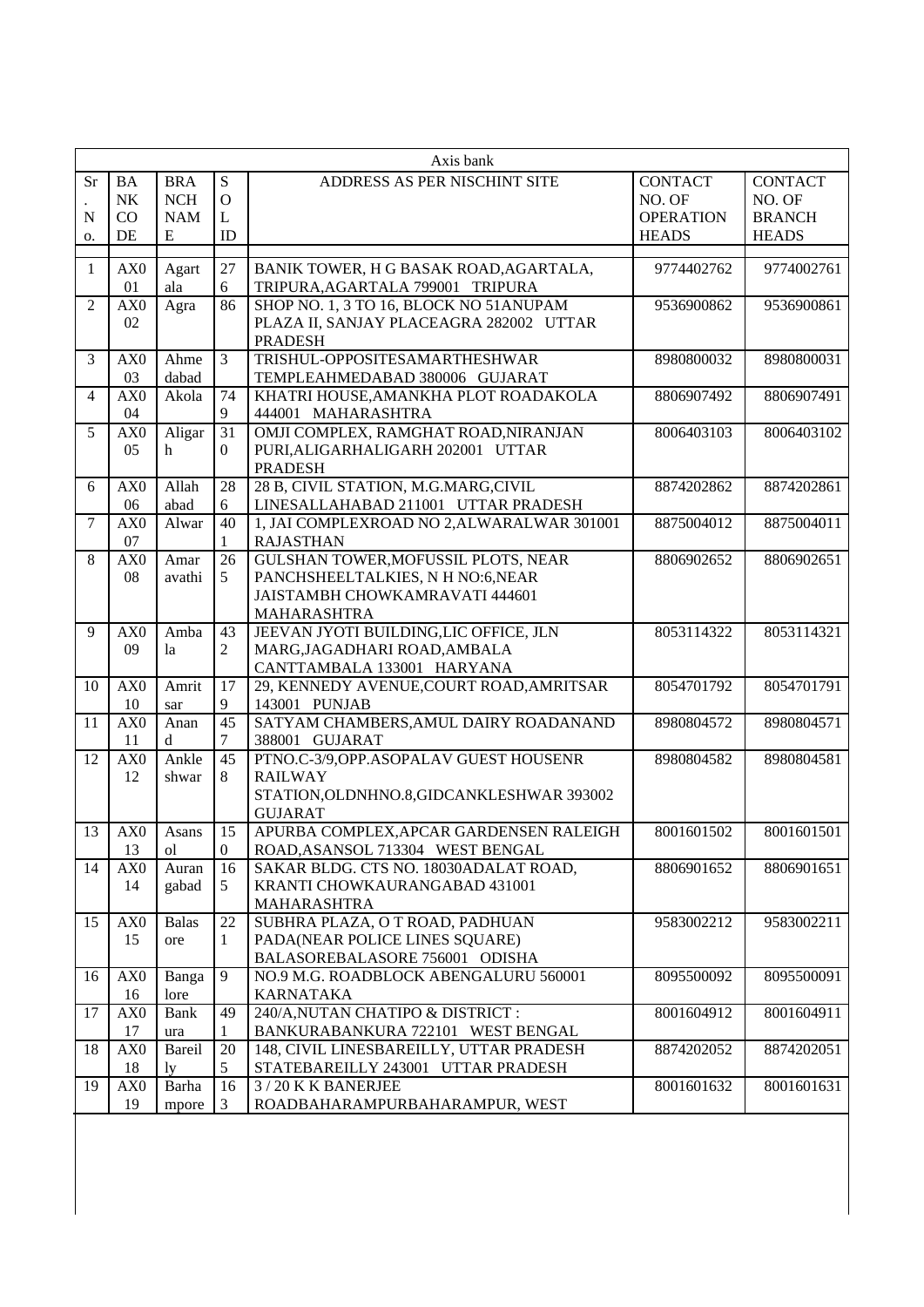| Axis bank | | | | | | |
|---|---|---|---|---|---|---|
| Sr. No. | BANK CODE | BRANCH NAME | SOL ID | ADDRESS AS PER NISCHINT SITE | CONTACT NO. OF OPERATION HEADS | CONTACT NO. OF BRANCH HEADS |
| 1 | AX001 | Agartala | 276 | BANIK TOWER, H G BASAK ROAD,AGARTALA, TRIPURA,AGARTALA 799001 TRIPURA | 9774402762 | 9774002761 |
| 2 | AX002 | Agra | 86 | SHOP NO. 1, 3 TO 16, BLOCK NO 51ANUPAM PLAZA II, SANJAY PLACEAGRA 282002 UTTAR PRADESH | 9536900862 | 9536900861 |
| 3 | AX003 | Ahmedabad | 3 | TRISHUL-OPPOSITESAMARTHESHWAR TEMPLEAHMEDABAD 380006 GUJARAT | 8980800032 | 8980800031 |
| 4 | AX004 | Akola | 749 | KHATRI HOUSE,AMANKHA PLOT ROADAKOLA 444001 MAHARASHTRA | 8806907492 | 8806907491 |
| 5 | AX005 | Aligarh | 310 | OMJI COMPLEX, RAMGHAT ROAD,NIRANJAN PURI,ALIGARHALIGARH 202001 UTTAR PRADESH | 8006403103 | 8006403102 |
| 6 | AX006 | Allahabad | 286 | 28 B, CIVIL STATION, M.G.MARG,CIVIL LINESALLAHABAD 211001 UTTAR PRADESH | 8874202862 | 8874202861 |
| 7 | AX007 | Alwar | 401 | 1, JAI COMPLEXROAD NO 2,ALWARALWAR 301001 RAJASTHAN | 8875004012 | 8875004011 |
| 8 | AX008 | Amaravathi | 265 | GULSHAN TOWER,MOFUSSIL PLOTS, NEAR PANCHSHEELTALKIES, N H NO:6,NEAR JAISTAMBH CHOWKAMRAVATI 444601 MAHARASHTRA | 8806902652 | 8806902651 |
| 9 | AX009 | Ambala | 432 | JEEVAN JYOTI BUILDING,LIC OFFICE, JLN MARG,JAGADHARI ROAD,AMBALA CANTTAMBALA 133001 HARYANA | 8053114322 | 8053114321 |
| 10 | AX010 | Amritsar | 179 | 29, KENNEDY AVENUE,COURT ROAD,AMRITSAR 143001 PUNJAB | 8054701792 | 8054701791 |
| 11 | AX011 | Anand | 457 | SATYAM CHAMBERS,AMUL DAIRY ROADANAND 388001 GUJARAT | 8980804572 | 8980804571 |
| 12 | AX012 | Ankleshwar | 458 | PTNO.C-3/9,OPP.ASOPALAV GUEST HOUSENR RAILWAY STATION,OLDNHNO.8,GIDCANKLESHWAR 393002 GUJARAT | 8980804582 | 8980804581 |
| 13 | AX013 | Asansol | 150 | APURBA COMPLEX,APCAR GARDENSEN RALEIGH ROAD,ASANSOL 713304 WEST BENGAL | 8001601502 | 8001601501 |
| 14 | AX014 | Aurangabad | 165 | SAKAR BLDG. CTS NO. 18030ADALAT ROAD, KRANTI CHOWKAURANGABAD 431001 MAHARASHTRA | 8806901652 | 8806901651 |
| 15 | AX015 | Balasore | 221 | SUBHRA PLAZA, O T ROAD, PADHUAN PADA(NEAR POLICE LINES SQUARE) BALASOREBALASORE 756001 ODISHA | 9583002212 | 9583002211 |
| 16 | AX016 | Bangalore | 9 | NO.9 M.G. ROADBLOCK ABENGALURU 560001 KARNATAKA | 8095500092 | 8095500091 |
| 17 | AX017 | Bankura | 491 | 240/A,NUTAN CHATIPO & DISTRICT : BANKURABANKURA 722101 WEST BENGAL | 8001604912 | 8001604911 |
| 18 | AX018 | Bareilly | 205 | 148, CIVIL LINESBAREILLY, UTTAR PRADESH STATEBAREILLY 243001 UTTAR PRADESH | 8874202052 | 8874202051 |
| 19 | AX019 | Barhampore | 163 | 3 / 20 K K BANERJEE ROADBAHARAMPURBAHARAMPUR, WEST | 8001601632 | 8001601631 |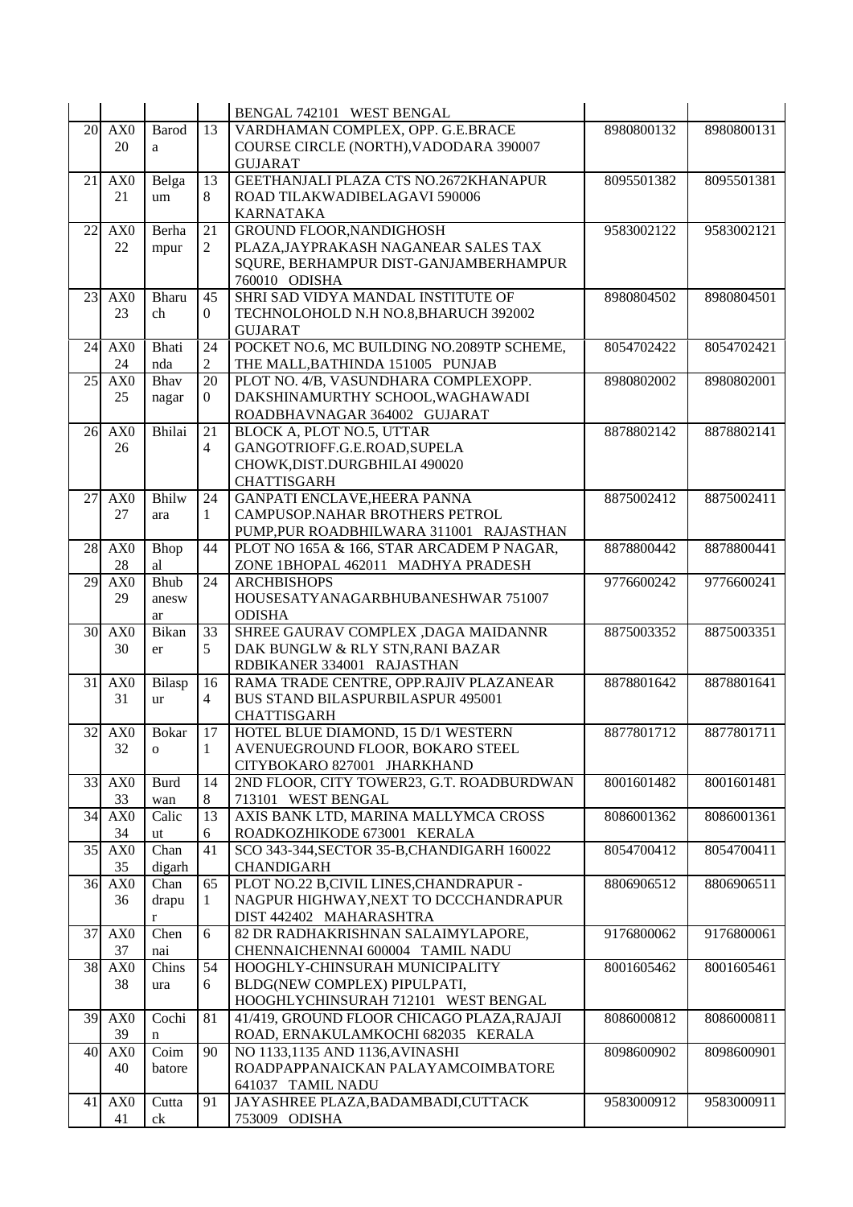| | | | | | | |
|---|---|---|---|---|---|---|
| | | | | BENGAL 742101 WEST BENGAL | | |
| 20 | AX020 | Baroda | 13 | VARDHAMAN COMPLEX, OPP. G.E.BRACE COURSE CIRCLE (NORTH),VADODARA 390007 GUJARAT | 8980800132 | 8980800131 |
| 21 | AX021 | Belgaum | 138 | GEETHANJALI PLAZA CTS NO.2672KHANAPUR ROAD TILAKWADIBELAGAVI 590006 KARNATAKA | 8095501382 | 8095501381 |
| 22 | AX022 | Berhampur | 212 | GROUND FLOOR,NANDIGHOSH PLAZA,JAYPRAKASH NAGANEAR SALES TAX SQURE, BERHAMPUR DIST-GANJAMBERHAMPUR 760010 ODISHA | 9583002122 | 9583002121 |
| 23 | AX023 | Bharuch | 450 | SHRI SAD VIDYA MANDAL INSTITUTE OF TECHNOLOHOLD N.H NO.8,BHARUCH 392002 GUJARAT | 8980804502 | 8980804501 |
| 24 | AX024 | Bhatinda | 242 | POCKET NO.6, MC BUILDING NO.2089TP SCHEME, THE MALL,BATHINDA 151005 PUNJAB | 8054702422 | 8054702421 |
| 25 | AX025 | Bhavnagar | 200 | PLOT NO. 4/B, VASUNDHARA COMPLEXOPP. DAKSHINAMURTHY SCHOOL,WAGHAWADI ROADBHAVNAGAR 364002 GUJARAT | 8980802002 | 8980802001 |
| 26 | AX026 | Bhilai | 214 | BLOCK A, PLOT NO.5, UTTAR GANGOTRIOFF.G.E.ROAD,SUPELA CHOWK,DIST.DURGBHILAI 490020 CHATTISGARH | 8878802142 | 8878802141 |
| 27 | AX027 | Bhilwara | 241 | GANPATI ENCLAVE,HEERA PANNA CAMPUSOP.NAHAR BROTHERS PETROL PUMP,PUR ROADBHILWARA 311001 RAJASTHAN | 8875002412 | 8875002411 |
| 28 | AX028 | Bhopal | 44 | PLOT NO 165A & 166, STAR ARCADEM P NAGAR, ZONE 1BHOPAL 462011 MADHYA PRADESH | 8878800442 | 8878800441 |
| 29 | AX029 | Bhubaneswar | 24 | ARCHBISHOPS HOUSESATYANAGARBHUBANESHWAR 751007 ODISHA | 9776600242 | 9776600241 |
| 30 | AX030 | Bikaner | 335 | SHREE GAURAV COMPLEX ,DAGA MAIDANNR DAK BUNGLW & RLY STN,RANI BAZAR RDBIKANER 334001 RAJASTHAN | 8875003352 | 8875003351 |
| 31 | AX031 | Bilaspur | 164 | RAMA TRADE CENTRE, OPP.RAJIV PLAZANEAR BUS STAND BILASPURBILASPUR 495001 CHATTISGARH | 8878801642 | 8878801641 |
| 32 | AX032 | Bokaro | 171 | HOTEL BLUE DIAMOND, 15 D/1 WESTERN AVENUEGROUND FLOOR, BOKARO STEEL CITYBOKARO 827001 JHARKHAND | 8877801712 | 8877801711 |
| 33 | AX033 | Burdwan | 148 | 2ND FLOOR, CITY TOWER23, G.T. ROADBURDWAN 713101 WEST BENGAL | 8001601482 | 8001601481 |
| 34 | AX034 | Calicut | 136 | AXIS BANK LTD, MARINA MALLYMCA CROSS ROADKOZHIKODE 673001 KERALA | 8086001362 | 8086001361 |
| 35 | AX035 | Chandigarh | 41 | SCO 343-344,SECTOR 35-B,CHANDIGARH 160022 CHANDIGARH | 8054700412 | 8054700411 |
| 36 | AX036 | Chandrapur | 651 | PLOT NO.22 B,CIVIL LINES,CHANDRAPUR - NAGPUR HIGHWAY,NEXT TO DCCCHANDRAPUR DIST 442402 MAHARASHTRA | 8806906512 | 8806906511 |
| 37 | AX037 | Chennai | 6 | 82 DR RADHAKRISHNAN SALAIMYLAPORE, CHENNAICHENNAI 600004 TAMIL NADU | 9176800062 | 9176800061 |
| 38 | AX038 | Chinsura | 546 | HOOGHLY-CHINSURAH MUNICIPALITY BLDG(NEW COMPLEX) PIPULPATI, HOOGHLYCHINSURAH 712101 WEST BENGAL | 8001605462 | 8001605461 |
| 39 | AX039 | Cochin | 81 | 41/419, GROUND FLOOR CHICAGO PLAZA,RAJAJI ROAD, ERNAKULAMKOCHI 682035 KERALA | 8086000812 | 8086000811 |
| 40 | AX040 | Coimbatore | 90 | NO 1133,1135 AND 1136,AVINASHI ROADPAPPANAICKAN PALAYAMCOIMBATORE 641037 TAMIL NADU | 8098600902 | 8098600901 |
| 41 | AX041 | Cuttack | 91 | JAYASHREE PLAZA,BADAMBADI,CUTTACK 753009 ODISHA | 9583000912 | 9583000911 |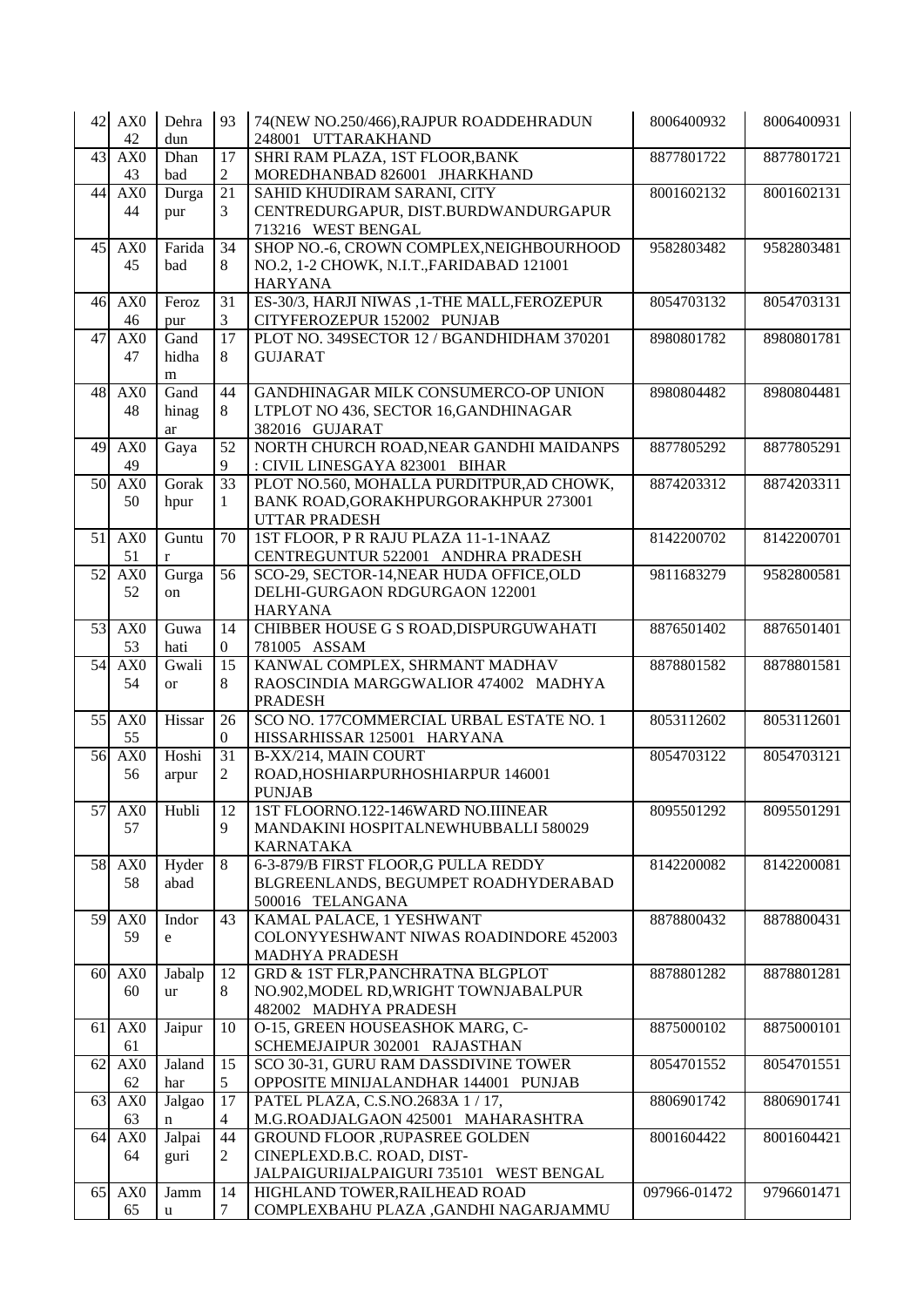| 42 | AX042 | Dehradun | 93 | 74(NEW NO.250/466),RAJPUR ROADDEHRADUN 248001 UTTARAKHAND | 8006400932 | 8006400931 |
|---|---|---|---|---|---|---|
| 43 | AX043 | Dhanbad | 172 | SHRI RAM PLAZA, 1ST FLOOR,BANK MOREDHANBAD 826001 JHARKHAND | 8877801722 | 8877801721 |
| 44 | AX044 | Durgapur | 213 | SAHID KHUDIRAM SARANI, CITY CENTREDURGAPUR, DIST.BURDWANDURGAPUR 713216 WEST BENGAL | 8001602132 | 8001602131 |
| 45 | AX045 | Faridabad | 348 | SHOP NO.-6, CROWN COMPLEX,NEIGHBOURHOOD NO.2, 1-2 CHOWK, N.I.T.,FARIDABAD 121001 HARYANA | 9582803482 | 9582803481 |
| 46 | AX046 | Ferozpur | 313 | ES-30/3, HARJI NIWAS ,1-THE MALL,FEROZEPUR CITYFEROZEPUR 152002 PUNJAB | 8054703132 | 8054703131 |
| 47 | AX047 | Gandhidham | 178 | PLOT NO. 349SECTOR 12 / BGANDHIDHAM 370201 GUJARAT | 8980801782 | 8980801781 |
| 48 | AX048 | Gandhinagar | 448 | GANDHINAGAR MILK CONSUMERCO-OP UNION LTPLOT NO 436, SECTOR 16,GANDHINAGAR 382016 GUJARAT | 8980804482 | 8980804481 |
| 49 | AX049 | Gaya | 529 | NORTH CHURCH ROAD,NEAR GANDHI MAIDANPS : CIVIL LINESGAYA 823001 BIHAR | 8877805292 | 8877805291 |
| 50 | AX050 | Gorakhpur | 331 | PLOT NO.560, MOHALLA PURDITPUR,AD CHOWK, BANK ROAD,GORAKHPURGORAKHPUR 273001 UTTAR PRADESH | 8874203312 | 8874203311 |
| 51 | AX051 | Guntur | 70 | 1ST FLOOR, P R RAJU PLAZA 11-1-1NAAZ CENTREGUNTUR 522001 ANDHRA PRADESH | 8142200702 | 8142200701 |
| 52 | AX052 | Gurgaon | 56 | SCO-29, SECTOR-14,NEAR HUDA OFFICE,OLD DELHI-GURGAON RDGURGAON 122001 HARYANA | 9811683279 | 9582800581 |
| 53 | AX053 | Guwahati | 140 | CHIBBER HOUSE G S ROAD,DISPURGUWAHATI 781005 ASSAM | 8876501402 | 8876501401 |
| 54 | AX054 | Gwalior | 158 | KANWAL COMPLEX, SHRMANT MADHAV RAOSCINDIA MARGGWALIOR 474002 MADHYA PRADESH | 8878801582 | 8878801581 |
| 55 | AX055 | Hissar | 260 | SCO NO. 177COMMERCIAL URBAL ESTATE NO. 1 HISSARHISSAR 125001 HARYANA | 8053112602 | 8053112601 |
| 56 | AX056 | Hoshiarpur | 312 | B-XX/214, MAIN COURT ROAD,HOSHIARPURHOSHIARPUR 146001 PUNJAB | 8054703122 | 8054703121 |
| 57 | AX057 | Hubli | 129 | 1ST FLOORNO.122-146WARD NO.IIINEAR MANDAKINI HOSPITALNEWHUBBALLI 580029 KARNATAKA | 8095501292 | 8095501291 |
| 58 | AX058 | Hyderabad | 8 | 6-3-879/B FIRST FLOOR,G PULLA REDDY BLGREENLANDS, BEGUMPET ROADHYDERABAD 500016 TELANGANA | 8142200082 | 8142200081 |
| 59 | AX059 | Indore | 43 | KAMAL PALACE, 1 YESHWANT COLONYYESHWANT NIWAS ROADINDORE 452003 MADHYA PRADESH | 8878800432 | 8878800431 |
| 60 | AX060 | Jabalpur | 128 | GRD & 1ST FLR,PANCHRATNA BLGPLOT NO.902,MODEL RD,WRIGHT TOWNJABALPUR 482002 MADHYA PRADESH | 8878801282 | 8878801281 |
| 61 | AX061 | Jaipur | 10 | O-15, GREEN HOUSEASHOK MARG, C-SCHEMEJAIPUR 302001 RAJASTHAN | 8875000102 | 8875000101 |
| 62 | AX062 | Jalandhar | 155 | SCO 30-31, GURU RAM DASSDIVINE TOWER OPPOSITE MINIJALANDHAR 144001 PUNJAB | 8054701552 | 8054701551 |
| 63 | AX063 | Jalgaon | 174 | PATEL PLAZA, C.S.NO.2683A 1 / 17, M.G.ROADJALGAON 425001 MAHARASHTRA | 8806901742 | 8806901741 |
| 64 | AX064 | Jalpaiguri | 442 | GROUND FLOOR ,RUPASREE GOLDEN CINEPLEXD.B.C. ROAD, DIST-JALPAIGURIJALPAIGURI 735101 WEST BENGAL | 8001604422 | 8001604421 |
| 65 | AX065 | Jammu | 147 | HIGHLAND TOWER,RAILHEAD ROAD COMPLEXBAHU PLAZA ,GANDHI NAGARJAMMU | 097966-01472 | 9796601471 |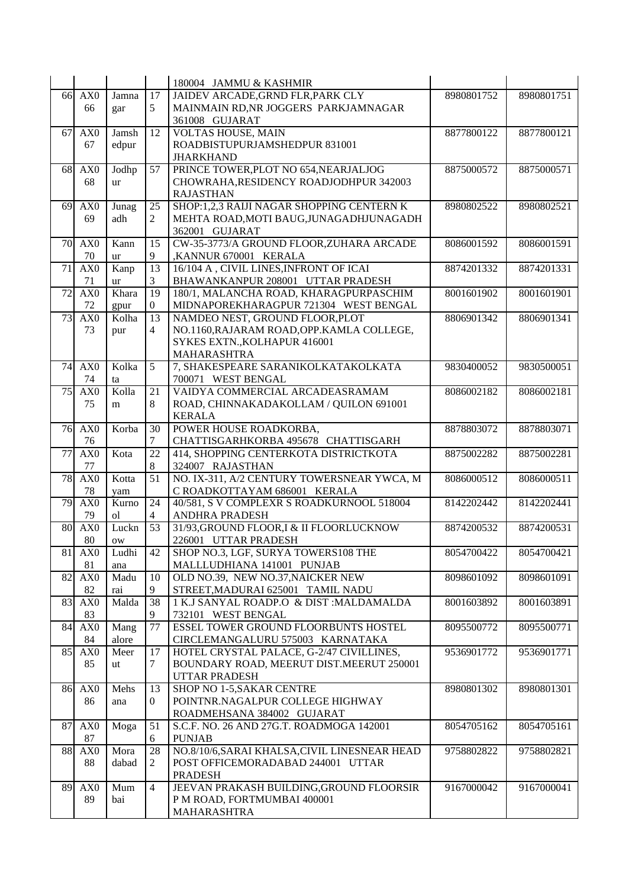| | | | | | | |
|---|---|---|---|---|---|---|
| | | | | 180004 JAMMU & KASHMIR | | |
| 66 | AX066 | Jamnagar | 175 | JAIDEV ARCADE,GRND FLR,PARK CLY MAINMAIN RD,NR JOGGERS PARKJAMNAGAR 361008 GUJARAT | 8980801752 | 8980801751 |
| 67 | AX067 | Jamshedpur | 12 | VOLTAS HOUSE, MAIN ROADBISTUPURJAMSHEDPUR 831001 JHARKHAND | 8877800122 | 8877800121 |
| 68 | AX068 | Jodhpur | 57 | PRINCE TOWER,PLOT NO 654,NEARJALJOG CHOWRAHA,RESIDENCY ROADJODHPUR 342003 RAJASTHAN | 8875000572 | 8875000571 |
| 69 | AX069 | Junagadh | 252 | SHOP:1,2,3 RAIJI NAGAR SHOPPING CENTERN K MEHTA ROAD,MOTI BAUG,JUNAGADHJUNAGADH 362001 GUJARAT | 8980802522 | 8980802521 |
| 70 | AX070 | Kannur | 159 | CW-35-3773/A GROUND FLOOR,ZUHARA ARCADE ,KANNUR 670001 KERALA | 8086001592 | 8086001591 |
| 71 | AX071 | Kanpur | 133 | 16/104 A , CIVIL LINES,INFRONT OF ICAI BHAWANKANPUR 208001 UTTAR PRADESH | 8874201332 | 8874201331 |
| 72 | AX072 | Kharagpur | 190 | 180/1, MALANCHA ROAD, KHARAGPURPASCHIM MIDNAPOREKHARAGPUR 721304 WEST BENGAL | 8001601902 | 8001601901 |
| 73 | AX073 | Kolhapur | 134 | NAMDEO NEST, GROUND FLOOR,PLOT NO.1160,RAJARAM ROAD,OPP.KAMLA COLLEGE, SYKES EXTN.,KOLHAPUR 416001 MAHARASHTRA | 8806901342 | 8806901341 |
| 74 | AX074 | Kolkata | 5 | 7, SHAKESPEARE SARANIKOLKATAKOLKATA 700071 WEST BENGAL | 9830400052 | 9830500051 |
| 75 | AX075 | Kollam | 218 | VAIDYA COMMERCIAL ARCADEASRAMAM ROAD, CHINNAKADAKOLLAM / QUILON 691001 KERALA | 8086002182 | 8086002181 |
| 76 | AX076 | Korba | 307 | POWER HOUSE ROADKORBA, CHATTISGARHKORBA 495678 CHATTISGARH | 8878803072 | 8878803071 |
| 77 | AX077 | Kota | 228 | 414, SHOPPING CENTERKOTA DISTRICTKOTA 324007 RAJASTHAN | 8875002282 | 8875002281 |
| 78 | AX078 | Kottayam | 51 | NO. IX-311, A/2 CENTURY TOWERSNEAR YWCA, M C ROADKOTTAYAM 686001 KERALA | 8086000512 | 8086000511 |
| 79 | AX079 | Kurnool | 244 | 40/581, S V COMPLEXR S ROADKURNOOL 518004 ANDHRA PRADESH | 8142202442 | 8142202441 |
| 80 | AX080 | Lucknow | 53 | 31/93,GROUND FLOOR,I & II FLOORLUCKNOW 226001 UTTAR PRADESH | 8874200532 | 8874200531 |
| 81 | AX081 | Ludhiana | 42 | SHOP NO.3, LGF, SURYA TOWERS108 THE MALLLUDHIANA 141001 PUNJAB | 8054700422 | 8054700421 |
| 82 | AX082 | Madurai | 109 | OLD NO.39, NEW NO.37,NAICKER NEW STREET,MADURAI 625001 TAMIL NADU | 8098601092 | 8098601091 |
| 83 | AX083 | Malda | 389 | 1 K.J SANYAL ROADP.O & DIST :MALDAMALDA 732101 WEST BENGAL | 8001603892 | 8001603891 |
| 84 | AX084 | Mangalore | 77 | ESSEL TOWER GROUND FLOORBUNTS HOSTEL CIRCLEMANGALURU 575003 KARNATAKA | 8095500772 | 8095500771 |
| 85 | AX085 | Meerut | 177 | HOTEL CRYSTAL PALACE, G-2/47 CIVILLINES, BOUNDARY ROAD, MEERUT DIST.MEERUT 250001 UTTAR PRADESH | 9536901772 | 9536901771 |
| 86 | AX086 | Mehsana | 130 | SHOP NO 1-5,SAKAR CENTRE POINTNR.NAGALPUR COLLEGE HIGHWAY ROADMEHSANA 384002 GUJARAT | 8980801302 | 8980801301 |
| 87 | AX087 | Moga | 516 | S.C.F. NO. 26 AND 27G.T. ROADMOGA 142001 PUNJAB | 8054705162 | 8054705161 |
| 88 | AX088 | Moradabad | 282 | NO.8/10/6,SARAI KHALSA,CIVIL LINESNEAR HEAD POST OFFICEMORADABAD 244001 UTTAR PRADESH | 9758802822 | 9758802821 |
| 89 | AX089 | Mumbai | 4 | JEEVAN PRAKASH BUILDING,GROUND FLOORSIR P M ROAD, FORTMUMBAI 400001 MAHARASHTRA | 9167000042 | 9167000041 |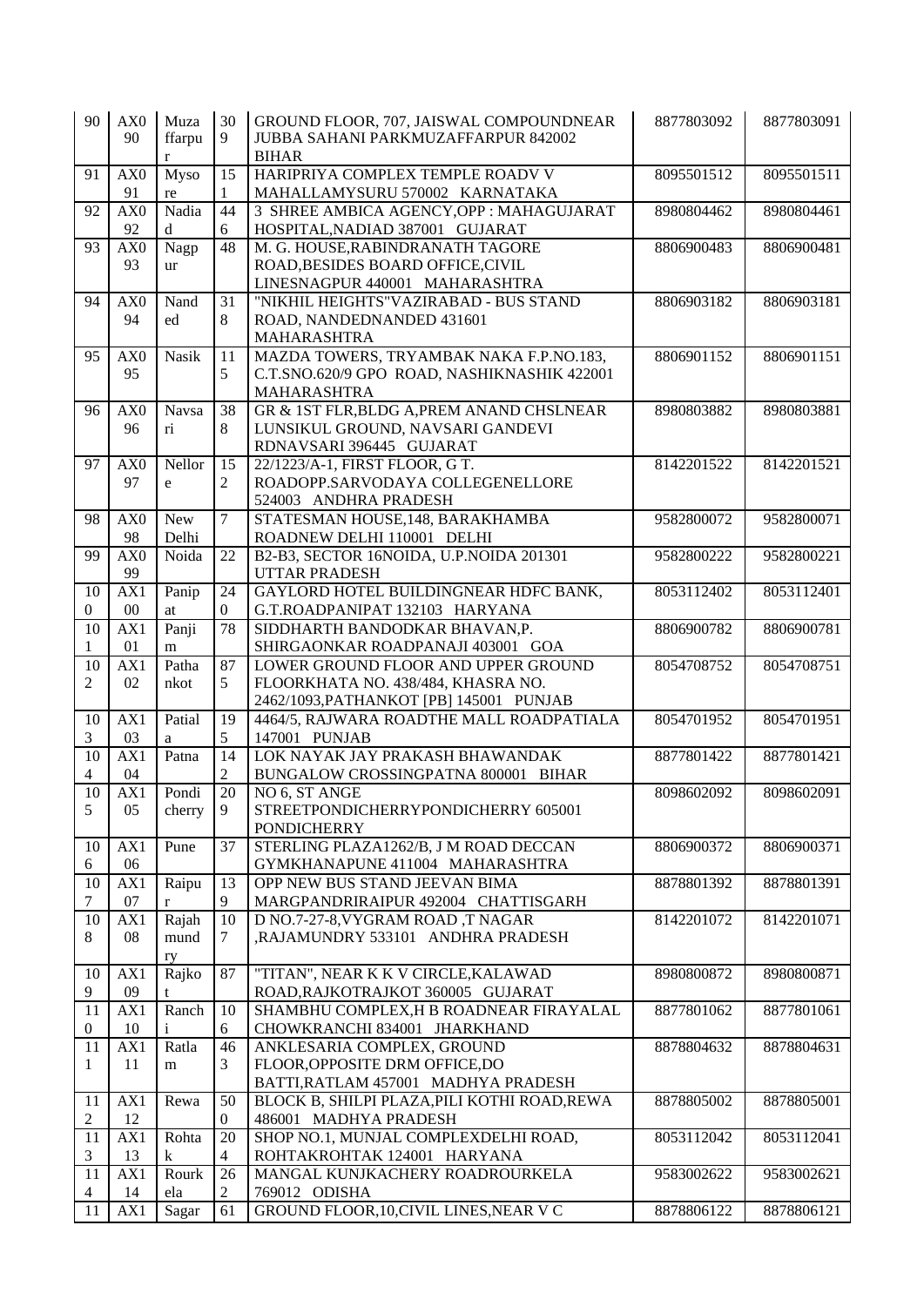| 90 | AX090 | Muzaffarpur | 309 | GROUND FLOOR, 707, JAISWAL COMPOUNDNEAR JUBBA SAHANI PARKMUZAFFARPUR 842002 BIHAR | 8877803092 | 8877803091 |
|---|---|---|---|---|---|---|
| 91 | AX091 | Mysore | 151 | HARIPRIYA COMPLEX TEMPLE ROADV V MAHALLAMYSURU 570002 KARNATAKA | 8095501512 | 8095501511 |
| 92 | AX092 | Nadiad | 446 | 3 SHREE AMBICA AGENCY,OPP : MAHAGUJARAT HOSPITAL,NADIAD 387001 GUJARAT | 8980804462 | 8980804461 |
| 93 | AX093 | Nagpur | 48 | M. G. HOUSE,RABINDRANATH TAGORE ROAD,BESIDES BOARD OFFICE,CIVIL LINESNAGPUR 440001 MAHARASHTRA | 8806900483 | 8806900481 |
| 94 | AX094 | Nanded | 318 | "NIKHIL HEIGHTS"VAZIRABAD - BUS STAND ROAD, NANDEDNANDED 431601 MAHARASHTRA | 8806903182 | 8806903181 |
| 95 | AX095 | Nasik | 115 | MAZDA TOWERS, TRYAMBAK NAKA F.P.NO.183, C.T.SNO.620/9 GPO ROAD, NASHIKNASHIK 422001 MAHARASHTRA | 8806901152 | 8806901151 |
| 96 | AX096 | Navsari | 388 | GR & 1ST FLR,BLDG A,PREM ANAND CHSLNEAR LUNSIKUL GROUND, NAVSARI GANDEVI RDNAVSARI 396445 GUJARAT | 8980803882 | 8980803881 |
| 97 | AX097 | Nellore | 152 | 22/1223/A-1, FIRST FLOOR, G T. ROADOPP.SARVODAYA COLLEGENELLORE 524003 ANDHRA PRADESH | 8142201522 | 8142201521 |
| 98 | AX098 | New Delhi | 7 | STATESMAN HOUSE,148, BARAKHAMBA ROADNEW DELHI 110001 DELHI | 9582800072 | 9582800071 |
| 99 | AX099 | Noida | 22 | B2-B3, SECTOR 16NOIDA, U.P.NOIDA 201301 UTTAR PRADESH | 9582800222 | 9582800221 |
| 100 | AX100 | Panipat | 240 | GAYLORD HOTEL BUILDINGNEAR HDFC BANK, G.T.ROADPANIPAT 132103 HARYANA | 8053112402 | 8053112401 |
| 101 | AX101 | Panjim | 78 | SIDDHARTH BANDODKAR BHAVAN,P. SHIRGAONKAR ROADPANAJI 403001 GOA | 8806900782 | 8806900781 |
| 102 | AX102 | Pathankot | 875 | LOWER GROUND FLOOR AND UPPER GROUND FLOORKHATA NO. 438/484, KHASRA NO. 2462/1093,PATHANKOT [PB] 145001 PUNJAB | 8054708752 | 8054708751 |
| 103 | AX103 | Patiala | 195 | 4464/5, RAJWARA ROADTHE MALL ROADPATIALA 147001 PUNJAB | 8054701952 | 8054701951 |
| 104 | AX104 | Patna | 142 | LOK NAYAK JAY PRAKASH BHAWANDAK BUNGALOW CROSSINGPATNA 800001 BIHAR | 8877801422 | 8877801421 |
| 105 | AX105 | Pondicherry | 209 | NO 6, ST ANGE STREETPONDICHERRYPONDICHERRY 605001 PONDICHERRY | 8098602092 | 8098602091 |
| 106 | AX106 | Pune | 37 | STERLING PLAZA1262/B, J M ROAD DECCAN GYMKHANAPUNE 411004 MAHARASHTRA | 8806900372 | 8806900371 |
| 107 | AX107 | Raipur | 139 | OPP NEW BUS STAND JEEVAN BIMA MARGPANDRIRAIPUR 492004 CHATTISGARH | 8878801392 | 8878801391 |
| 108 | AX108 | Rajahmundry | 107 | D NO.7-27-8,VYGRAM ROAD ,T NAGAR ,RAJAMUNDRY 533101 ANDHRA PRADESH | 8142201072 | 8142201071 |
| 109 | AX109 | Rajkot | 87 | "TITAN", NEAR K K V CIRCLE,KALAWAD ROAD,RAJKOTRAJKOT 360005 GUJARAT | 8980800872 | 8980800871 |
| 110 | AX110 | Ranchi | 106 | SHAMBHU COMPLEX,H B ROADNEAR FIRAYALAL CHOWKRANCHI 834001 JHARKHAND | 8877801062 | 8877801061 |
| 111 | AX111 | Ratlam | 463 | ANKLESARIA COMPLEX, GROUND FLOOR,OPPOSITE DRM OFFICE,DO BATTI,RATLAM 457001 MADHYA PRADESH | 8878804632 | 8878804631 |
| 112 | AX112 | Rewa | 500 | BLOCK B, SHILPI PLAZA,PILI KOTHI ROAD,REWA 486001 MADHYA PRADESH | 8878805002 | 8878805001 |
| 113 | AX113 | Rohtak | 204 | SHOP NO.1, MUNJAL COMPLEXDELHI ROAD, ROHTAKROHTAK 124001 HARYANA | 8053112042 | 8053112041 |
| 114 | AX114 | Rourkela | 262 | MANGAL KUNJKACHERY ROADROURKELA 769012 ODISHA | 9583002622 | 9583002621 |
| 11 | AX1 | Sagar | 61 | GROUND FLOOR,10,CIVIL LINES,NEAR V C | 8878806122 | 8878806121 |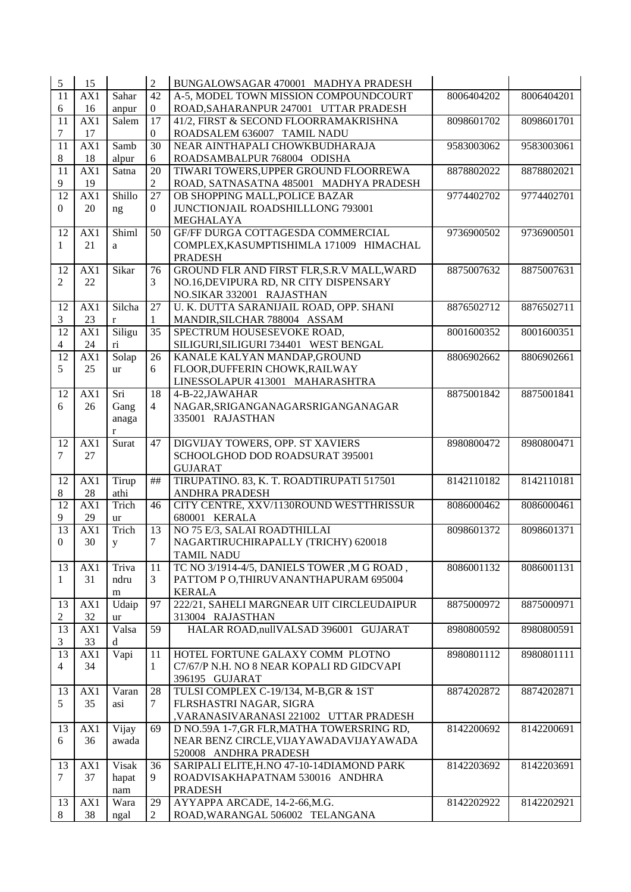| 115 | 15 | | 2 | BUNGALOWSAGAR 470001 MADHYA PRADESH | | |
|---|---|---|---|---|---|---|
| 116 | AX116 | Saharanpur | 420 | A-5, MODEL TOWN MISSION COMPOUNDCOURT ROAD,SAHARANPUR 247001 UTTAR PRADESH | 8006404202 | 8006404201 |
| 117 | AX117 | Salem | 170 | 41/2, FIRST & SECOND FLOORRAMAKRISHNA ROADSALEM 636007 TAMIL NADU | 8098601702 | 8098601701 |
| 118 | AX118 | Sambalpur | 306 | NEAR AINTHAPALI CHOWKBUDHARAJA ROADSAMBALPUR 768004 ODISHA | 9583003062 | 9583003061 |
| 119 | AX119 | Satna | 202 | TIWARI TOWERS,UPPER GROUND FLOORREWA ROAD, SATNASATNA 485001 MADHYA PRADESH | 8878802022 | 8878802021 |
| 120 | AX120 | Shillong | 270 | OB SHOPPING MALL,POLICE BAZAR JUNCTIONJAIL ROADSHILLLONG 793001 MEGHALAYA | 9774402702 | 9774402701 |
| 121 | AX121 | Shimla | 50 | GF/FF DURGA COTTAGESDA COMMERCIAL COMPLEX,KASUMPTISHIMLA 171009 HIMACHAL PRADESH | 9736900502 | 9736900501 |
| 122 | AX122 | Sikar | 763 | GROUND FLR AND FIRST FLR,S.R.V MALL,WARD NO.16,DEVIPURA RD, NR CITY DISPENSARY NO.SIKAR 332001 RAJASTHAN | 8875007632 | 8875007631 |
| 123 | AX123 | Silchar | 271 | U. K. DUTTA SARANIJAIL ROAD, OPP. SHANI MANDIR,SILCHAR 788004 ASSAM | 8876502712 | 8876502711 |
| 124 | AX124 | Siliguri | 35 | SPECTRUM HOUSESEVOKE ROAD, SILIGURI,SILIGURI 734401 WEST BENGAL | 8001600352 | 8001600351 |
| 125 | AX125 | Solapur | 266 | KANALE KALYAN MANDAP,GROUND FLOOR,DUFFERIN CHOWK,RAILWAY LINESSOLAPUR 413001 MAHARASHTRA | 8806902662 | 8806902661 |
| 126 | AX126 | Sri Ganganagar | 184 | 4-B-22,JAWAHAR NAGAR,SRIGANGANAGARSRIGANGANAGAR 335001 RAJASTHAN | 8875001842 | 8875001841 |
| 127 | AX127 | Surat | 47 | DIGVIJAY TOWERS, OPP. ST XAVIERS SCHOOLGHOD DOD ROADSURAT 395001 GUJARAT | 8980800472 | 8980800471 |
| 128 | AX128 | Tirupathi | ## | TIRUPATINO. 83, K. T. ROADTIRUPATI 517501 ANDHRA PRADESH | 8142110182 | 8142110181 |
| 129 | AX129 | Trichur | 46 | CITY CENTRE, XXV/1130ROUND WESTTHRISSUR 680001 KERALA | 8086000462 | 8086000461 |
| 130 | AX130 | Trichy | 137 | NO 75 E/3, SALAI ROADTHILLAI NAGARTIRUCHIRAPALLY (TRICHY) 620018 TAMIL NADU | 8098601372 | 8098601371 |
| 131 | AX131 | Trivandrum | 113 | TC NO 3/1914-4/5, DANIELS TOWER ,M G ROAD , PATTOM P O,THIRUVANANTHAPURAM 695004 KERALA | 8086001132 | 8086001131 |
| 132 | AX132 | Udaipur | 97 | 222/21, SAHELI MARGNEAR UIT CIRCLEUDAIPUR 313004 RAJASTHAN | 8875000972 | 8875000971 |
| 133 | AX133 | Valsad | 59 | HALAR ROAD,nullVALSAD 396001 GUJARAT | 8980800592 | 8980800591 |
| 134 | AX134 | Vapi | 111 | HOTEL FORTUNE GALAXY COMM PLOTNO C7/67/P N.H. NO 8 NEAR KOPALI RD GIDCVAPI 396195 GUJARAT | 8980801112 | 8980801111 |
| 135 | AX135 | Varanasi | 287 | TULSI COMPLEX C-19/134, M-B,GR & 1ST FLRSHASTRI NAGAR, SIGRA ,VARANASIVARANASI 221002 UTTAR PRADESH | 8874202872 | 8874202871 |
| 136 | AX136 | Vijayawada | 69 | D NO.59A 1-7,GR FLR,MATHA TOWERSRING RD, NEAR BENZ CIRCLE,VIJAYAWADAVIJAYAWADA 520008 ANDHRA PRADESH | 8142200692 | 8142200691 |
| 137 | AX137 | Visakhapatnam | 369 | SARIPALI ELITE,H.NO 47-10-14DIAMOND PARK ROADVISAKHAPATNAM 530016 ANDHRA PRADESH | 8142203692 | 8142203691 |
| 138 | AX138 | Warangal | 292 | AYYAPPA ARCADE, 14-2-66,M.G. ROAD,WARANGAL 506002 TELANGANA | 8142202922 | 8142202921 |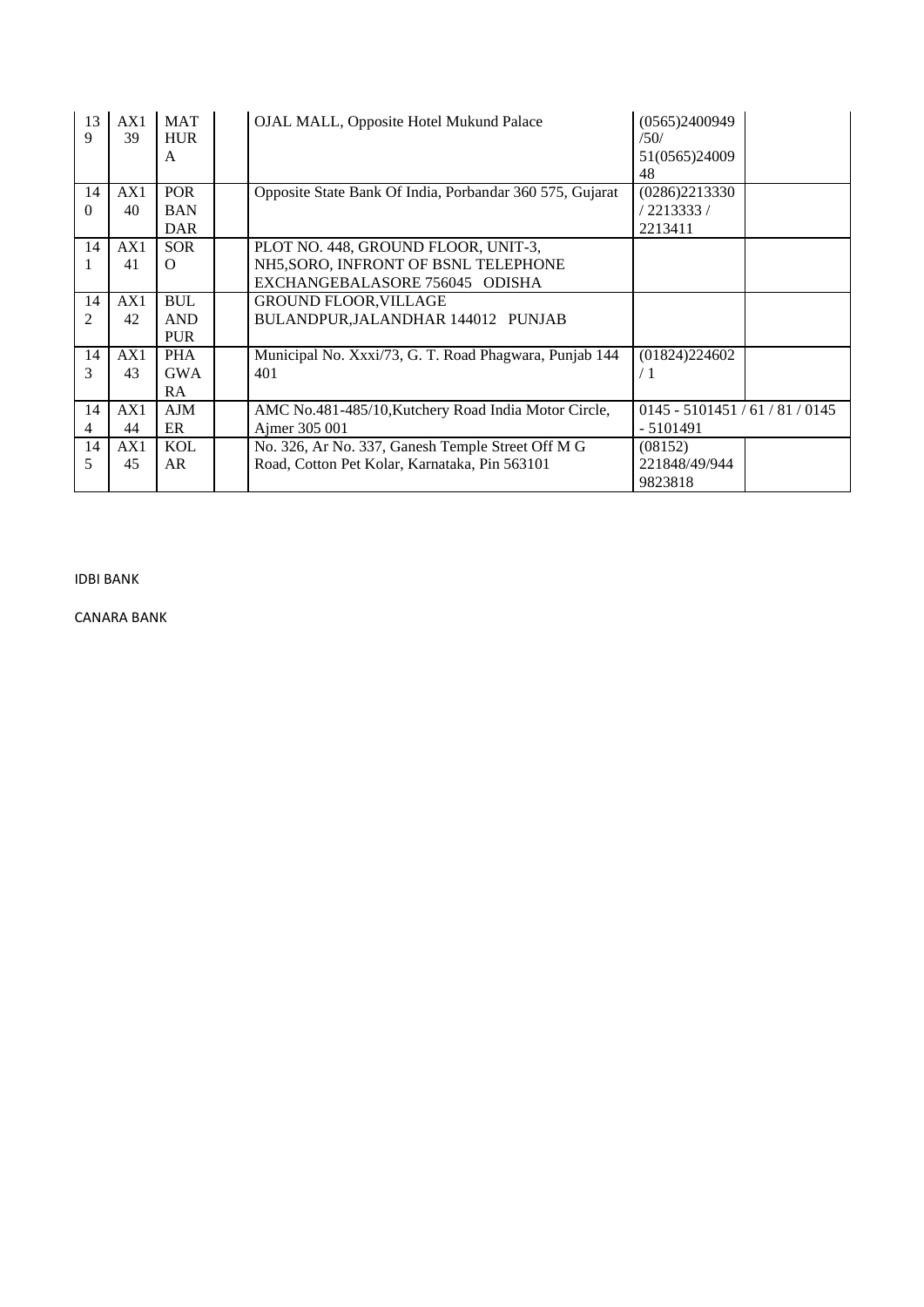| | | | | | | |
|---|---|---|---|---|---|---|
| 139 | AX139 | MATHURA | | OJAL MALL, Opposite Hotel Mukund Palace | (0565)2400949/50/51(0565)2400948 | |
| 140 | AX140 | PORBANDAR | | Opposite State Bank Of India, Porbandar 360 575, Gujarat | (0286)2213330 / 2213333 / 2213411 | |
| 141 | AX141 | SORO | | PLOT NO. 448, GROUND FLOOR, UNIT-3, NH5,SORO, INFRONT OF BSNL TELEPHONE EXCHANGEBALASORE 756045 ODISHA | | |
| 142 | AX142 | BULANDPUR | | GROUND FLOOR,VILLAGE BULANDPUR,JALANDHAR 144012 PUNJAB | | |
| 143 | AX143 | PHAGWARA | | Municipal No. Xxxi/73, G. T. Road Phagwara, Punjab 144 401 | (01824)224602 / 1 | |
| 144 | AX144 | AJMER | | AMC No.481-485/10,Kutchery Road India Motor Circle, Ajmer 305 001 | 0145 - 5101451 / 61 / 81 / 0145 - 5101491 | |
| 145 | AX145 | KOLAR | | No. 326, Ar No. 337, Ganesh Temple Street Off M G Road, Cotton Pet Kolar, Karnataka, Pin 563101 | (08152) 221848/49/9449823818 | |

IDBI BANK

CANARA BANK